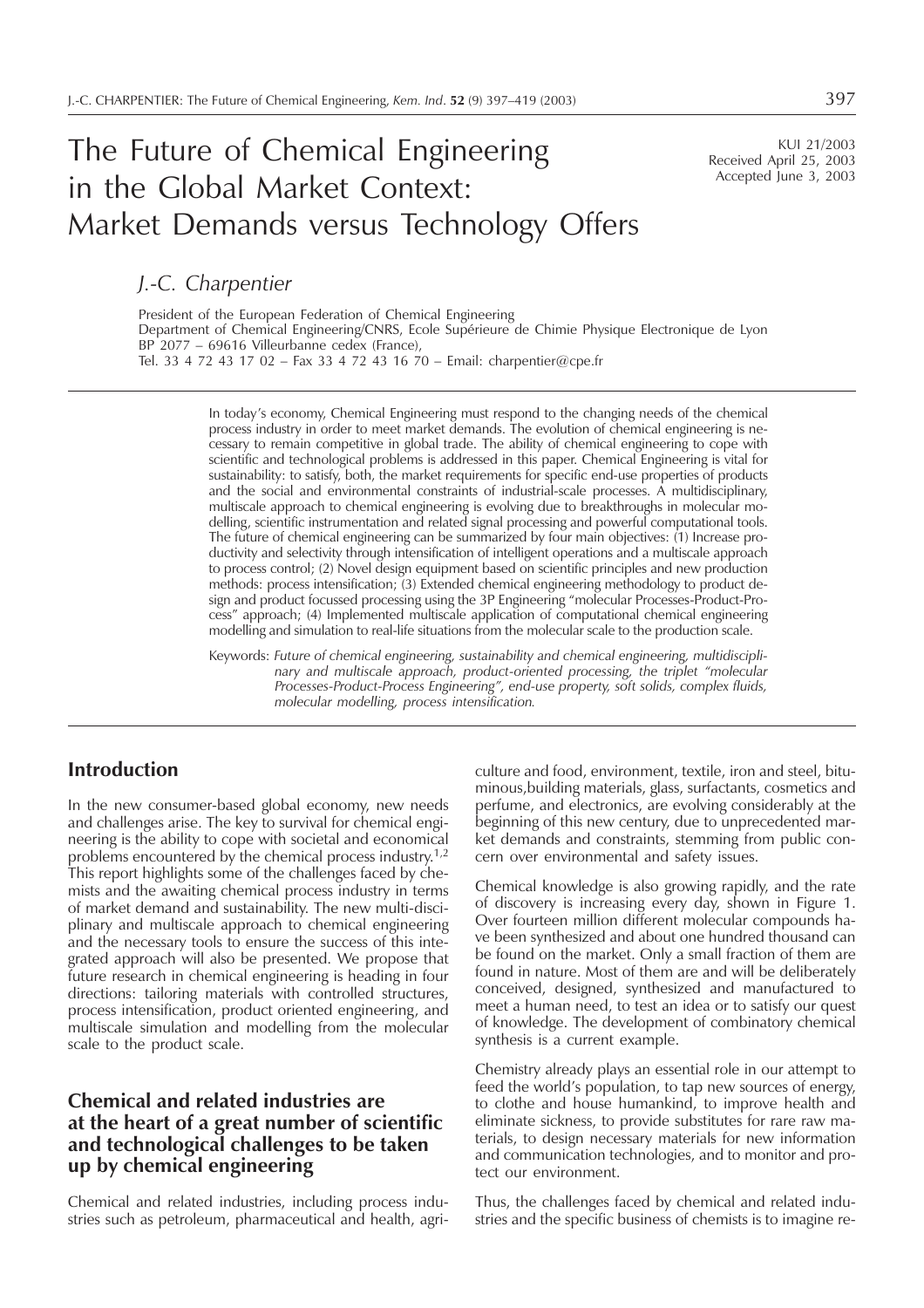# The Future of Chemical Engineering in the Global Market Context: Market Demands versus Technology Offers

KUI 21/2003
Received April 25, 2003
Accepted June 3, 2003

*J.-C. Charpentier*

President of the European Federation of Chemical Engineering
Department of Chemical Engineering/CNRS, Ecole Supérieure de Chimie Physique Electronique de Lyon
BP 2077 – 69616 Villeurbanne cedex (France),
Tel. 33 4 72 43 17 02 – Fax 33 4 72 43 16 70 – Email: charpentier@cpe.fr

In today's economy, Chemical Engineering must respond to the changing needs of the chemical process industry in order to meet market demands. The evolution of chemical engineering is necessary to remain competitive in global trade. The ability of chemical engineering to cope with scientific and technological problems is addressed in this paper. Chemical Engineering is vital for sustainability: to satisfy, both, the market requirements for specific end-use properties of products and the social and environmental constraints of industrial-scale processes. A multidisciplinary, multiscale approach to chemical engineering is evolving due to breakthroughs in molecular modelling, scientific instrumentation and related signal processing and powerful computational tools. The future of chemical engineering can be summarized by four main objectives: (1) Increase productivity and selectivity through intensification of intelligent operations and a multiscale approach to process control; (2) Novel design equipment based on scientific principles and new production methods: process intensification; (3) Extended chemical engineering methodology to product design and product focussed processing using the 3P Engineering "molecular Processes-Product-Process" approach; (4) Implemented multiscale application of computational chemical engineering modelling and simulation to real-life situations from the molecular scale to the production scale.

Keywords: *Future of chemical engineering, sustainability and chemical engineering, multidisciplinary and multiscale approach, product-oriented processing, the triplet "molecular Processes-Product-Process Engineering", end-use property, soft solids, complex fluids, molecular modelling, process intensification.*

## Introduction

In the new consumer-based global economy, new needs and challenges arise. The key to survival for chemical engineering is the ability to cope with societal and economical problems encountered by the chemical process industry.[1,2] This report highlights some of the challenges faced by chemists and the awaiting chemical process industry in terms of market demand and sustainability. The new multi-disciplinary and multiscale approach to chemical engineering and the necessary tools to ensure the success of this integrated approach will also be presented. We propose that future research in chemical engineering is heading in four directions: tailoring materials with controlled structures, process intensification, product oriented engineering, and multiscale simulation and modelling from the molecular scale to the product scale.

## Chemical and related industries are at the heart of a great number of scientific and technological challenges to be taken up by chemical engineering

Chemical and related industries, including process industries such as petroleum, pharmaceutical and health, agriculture and food, environment, textile, iron and steel, bituminous,building materials, glass, surfactants, cosmetics and perfume, and electronics, are evolving considerably at the beginning of this new century, due to unprecedented market demands and constraints, stemming from public concern over environmental and safety issues.

Chemical knowledge is also growing rapidly, and the rate of discovery is increasing every day, shown in Figure 1. Over fourteen million different molecular compounds have been synthesized and about one hundred thousand can be found on the market. Only a small fraction of them are found in nature. Most of them are and will be deliberately conceived, designed, synthesized and manufactured to meet a human need, to test an idea or to satisfy our quest of knowledge. The development of combinatory chemical synthesis is a current example.

Chemistry already plays an essential role in our attempt to feed the world's population, to tap new sources of energy, to clothe and house humankind, to improve health and eliminate sickness, to provide substitutes for rare raw materials, to design necessary materials for new information and communication technologies, and to monitor and protect our environment.

Thus, the challenges faced by chemical and related industries and the specific business of chemists is to imagine re-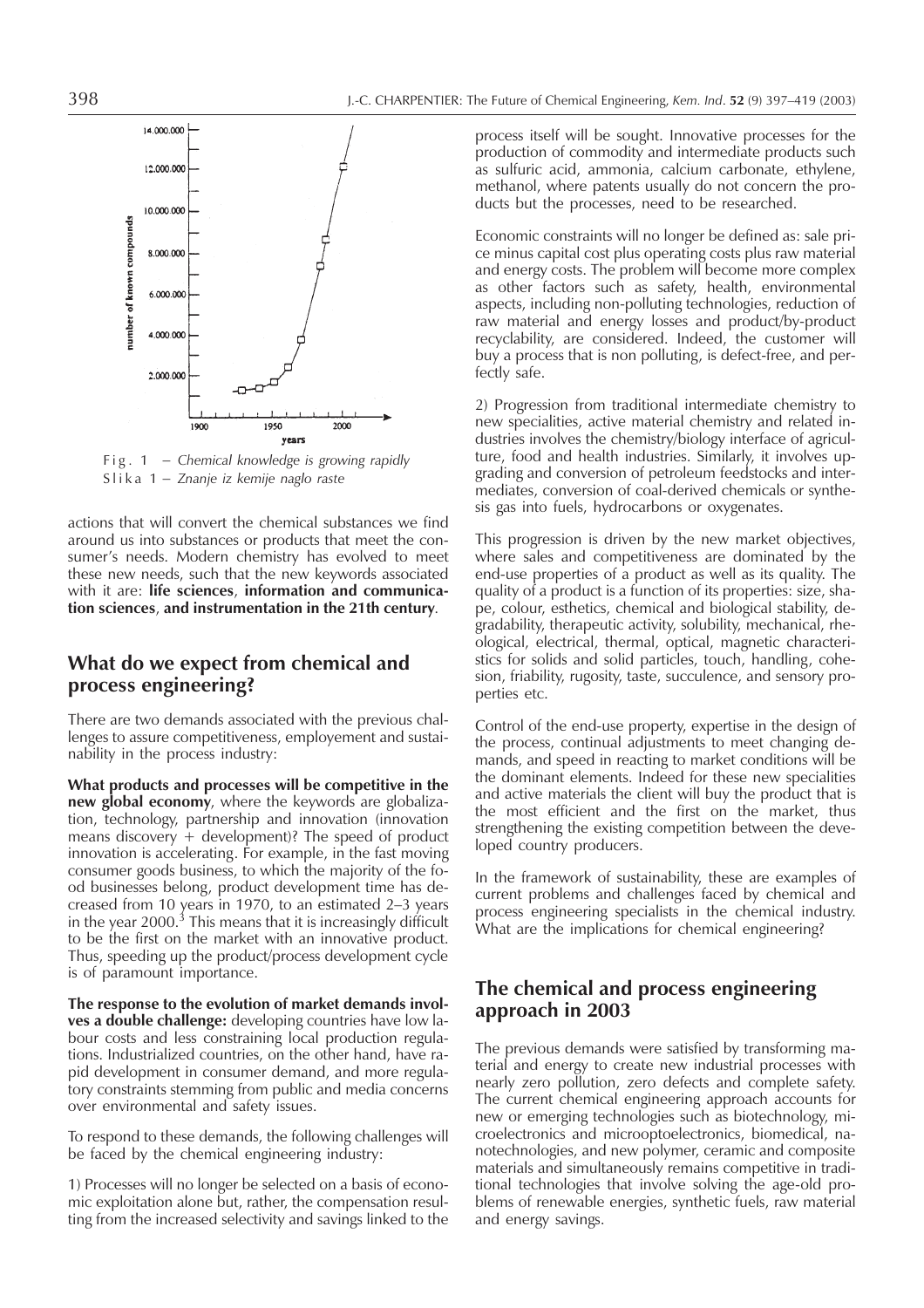14.000.000
12.000.000
10.000.000
8.000.000
6.000.000
4.000.000
2.000.000
number of known compounds
1900
1950
2000
years

Fig. 1 – *Chemical knowledge is growing rapidly*
Slika 1 – *Znanje iz kemije naglo raste*

actions that will convert the chemical substances we find around us into substances or products that meet the consumer's needs. Modern chemistry has evolved to meet these new needs, such that the new keywords associated with it are: **life sciences**, **information and communication sciences**, **and instrumentation in the 21th century**.

## What do we expect from chemical and process engineering?

There are two demands associated with the previous challenges to assure competitiveness, employement and sustainability in the process industry:

**What products and processes will be competitive in the new global economy**, where the keywords are globalization, technology, partnership and innovation (innovation means discovery + development)? The speed of product innovation is accelerating. For example, in the fast moving consumer goods business, to which the majority of the food businesses belong, product development time has decreased from 10 years in 1970, to an estimated 2–3 years in the year 2000.[3] This means that it is increasingly difficult to be the first on the market with an innovative product. Thus, speeding up the product/process development cycle is of paramount importance.

**The response to the evolution of market demands involves a double challenge:** developing countries have low labour costs and less constraining local production regulations. Industrialized countries, on the other hand, have rapid development in consumer demand, and more regulatory constraints stemming from public and media concerns over environmental and safety issues.

To respond to these demands, the following challenges will be faced by the chemical engineering industry:

1) Processes will no longer be selected on a basis of economic exploitation alone but, rather, the compensation resulting from the increased selectivity and savings linked to the process itself will be sought. Innovative processes for the production of commodity and intermediate products such as sulfuric acid, ammonia, calcium carbonate, ethylene, methanol, where patents usually do not concern the products but the processes, need to be researched.

Economic constraints will no longer be defined as: sale price minus capital cost plus operating costs plus raw material and energy costs. The problem will become more complex as other factors such as safety, health, environmental aspects, including non-polluting technologies, reduction of raw material and energy losses and product/by-product recyclability, are considered. Indeed, the customer will buy a process that is non polluting, is defect-free, and perfectly safe.

2) Progression from traditional intermediate chemistry to new specialities, active material chemistry and related industries involves the chemistry/biology interface of agriculture, food and health industries. Similarly, it involves upgrading and conversion of petroleum feedstocks and intermediates, conversion of coal-derived chemicals or synthesis gas into fuels, hydrocarbons or oxygenates.

This progression is driven by the new market objectives, where sales and competitiveness are dominated by the end-use properties of a product as well as its quality. The quality of a product is a function of its properties: size, shape, colour, esthetics, chemical and biological stability, degradability, therapeutic activity, solubility, mechanical, rheological, electrical, thermal, optical, magnetic characteristics for solids and solid particles, touch, handling, cohesion, friability, rugosity, taste, succulence, and sensory properties etc.

Control of the end-use property, expertise in the design of the process, continual adjustments to meet changing demands, and speed in reacting to market conditions will be the dominant elements. Indeed for these new specialities and active materials the client will buy the product that is the most efficient and the first on the market, thus strengthening the existing competition between the developed country producers.

In the framework of sustainability, these are examples of current problems and challenges faced by chemical and process engineering specialists in the chemical industry. What are the implications for chemical engineering?

## The chemical and process engineering approach in 2003

The previous demands were satisfied by transforming material and energy to create new industrial processes with nearly zero pollution, zero defects and complete safety. The current chemical engineering approach accounts for new or emerging technologies such as biotechnology, microelectronics and microoptoelectronics, biomedical, nanotechnologies, and new polymer, ceramic and composite materials and simultaneously remains competitive in traditional technologies that involve solving the age-old problems of renewable energies, synthetic fuels, raw material and energy savings.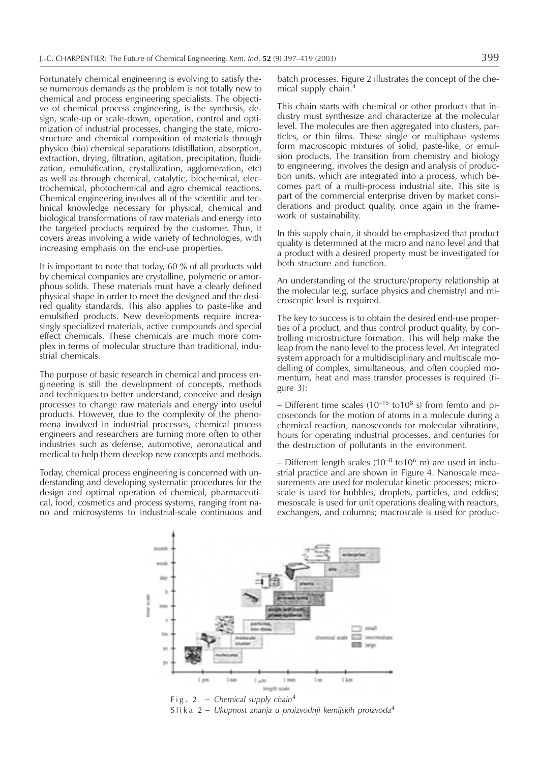Fortunately chemical engineering is evolving to satisfy these numerous demands as the problem is not totally new to chemical and process engineering specialists. The objective of chemical process engineering, is the synthesis, design, scale-up or scale-down, operation, control and optimization of industrial processes, changing the state, microstructure and chemical composition of materials through physico (bio) chemical separations (distillation, absorption, extraction, drying, filtration, agitation, precipitation, fluidization, emulsification, crystallization, agglomeration, etc) as well as through chemical, catalytic, biochemical, electrochemical, photochemical and agro chemical reactions. Chemical engineering involves all of the scientific and technical knowledge necessary for physical, chemical and biological transformations of raw materials and energy into the targeted products required by the customer. Thus, it covers areas involving a wide variety of technologies, with increasing emphasis on the end-use properties.

It is important to note that today, 60 % of all products sold by chemical companies are crystalline, polymeric or amorphous solids. These materials must have a clearly defined physical shape in order to meet the designed and the desired quality standards. This also applies to paste-like and emulsified products. New developments require increasingly specialized materials, active compounds and special effect chemicals. These chemicals are much more complex in terms of molecular structure than traditional, industrial chemicals.

The purpose of basic research in chemical and process engineering is still the development of concepts, methods and techniques to better understand, conceive and design processes to change raw materials and energy into useful products. However, due to the complexity of the phenomena involved in industrial processes, chemical process engineers and researchers are turning more often to other industries such as defense, automotive, aeronautical and medical to help them develop new concepts and methods.

Today, chemical process engineering is concerned with understanding and developing systematic procedures for the design and optimal operation of chemical, pharmaceutical, food, cosmetics and process systems, ranging from nano and microsystems to industrial-scale continuous and batch processes. Figure 2 illustrates the concept of the chemical supply chain.[4]

This chain starts with chemical or other products that industry must synthesize and characterize at the molecular level. The molecules are then aggregated into clusters, particles, or thin films. These single or multiphase systems form macroscopic mixtures of solid, paste-like, or emulsion products. The transition from chemistry and biology to engineering, involves the design and analysis of production units, which are integrated into a process, which becomes part of a multi-process industrial site. This site is part of the commercial enterprise driven by market considerations and product quality, once again in the framework of sustainability.

In this supply chain, it should be emphasized that product quality is determined at the micro and nano level and that a product with a desired property must be investigated for both structure and function.

An understanding of the structure/property relationship at the molecular (e.g. surface physics and chemistry) and microscopic level is required.

The key to success is to obtain the desired end-use properties of a product, and thus control product quality, by controlling microstructure formation. This will help make the leap from the nano level to the process level. An integrated system approach for a multidisciplinary and multiscale modelling of complex, simultaneous, and often coupled momentum, heat and mass transfer processes is required (figure 3):

– Different time scales ($10^{-15}$ to$10^{8}$ s) from femto and picoseconds for the motion of atoms in a molecule during a chemical reaction, nanoseconds for molecular vibrations, hours for operating industrial processes, and centuries for the destruction of pollutants in the environment.

– Different length scales ($10^{-8}$ to$10^{6}$ m) are used in industrial practice and are shown in Figure 4. Nanoscale measurements are used for molecular kinetic processes; microscale is used for bubbles, droplets, particles, and eddies; mesoscale is used for unit operations dealing with reactors, exchangers, and columns; macroscale is used for produc-

month
week
day
h
min
s
ms
ns
ps
time scale

molecules
molecule cluster
particles, thin films
single and multi-phase systems
process units
plants
site
enterprise

chemical scale
small
intermediate
large

1 pm
1 nm
1 µm
1 mm
1 m
1 km
length scale

Fig. 2 – *Chemical supply chain*[4]

Slika 2 – *Ukupnost znanja u proizvodnji kemijskih proizvoda*[4]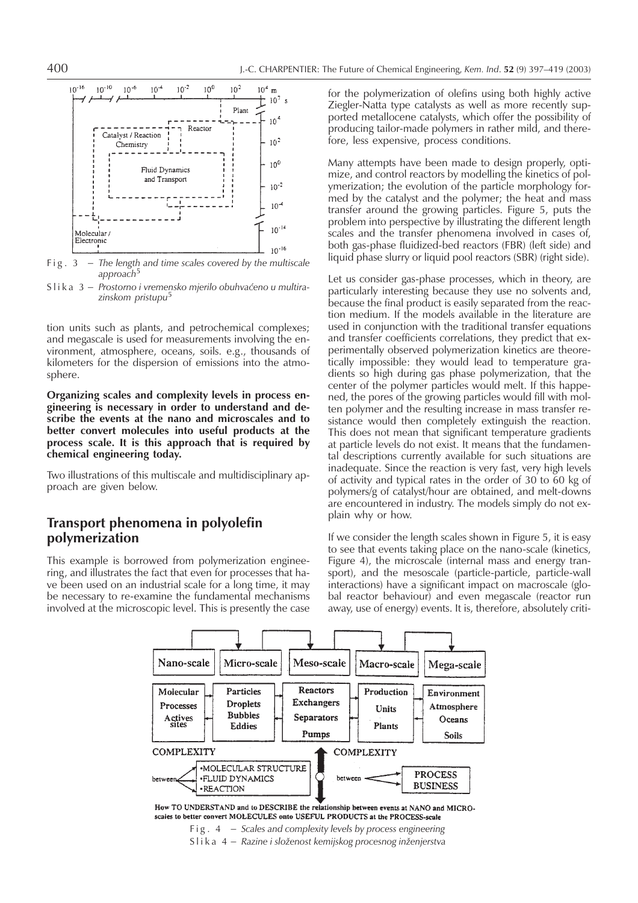$10^{-16}$ $10^{-10}$ $10^{-6}$ $10^{-4}$ $10^{-2}$ $10^{0}$ $10^{2}$ $10^{4}$ m

$10^{7}$ s

Plant

$10^{4}$

Reactor

Catalyst / Reaction Chemistry

$10^{2}$

Fluid Dynamics and Transport

$10^{0}$

$10^{-2}$

$10^{-4}$

$10^{-14}$

Molecular / Electronic

$10^{-16}$

Fig. 3 – *The length and time scales covered by the multiscale approach*[5]

Slika 3 – *Prostorno i vremensko mjerilo obuhvaćeno u multirazinskom pristupu*[5]

tion units such as plants, and petrochemical complexes; and megascale is used for measurements involving the environment, atmosphere, oceans, soils. e.g., thousands of kilometers for the dispersion of emissions into the atmosphere.

**Organizing scales and complexity levels in process engineering is necessary in order to understand and describe the events at the nano and microscales and to better convert molecules into useful products at the process scale. It is this approach that is required by chemical engineering today.**

Two illustrations of this multiscale and multidisciplinary approach are given below.

## Transport phenomena in polyolefin polymerization

This example is borrowed from polymerization engineering, and illustrates the fact that even for processes that have been used on an industrial scale for a long time, it may be necessary to re-examine the fundamental mechanisms involved at the microscopic level. This is presently the case for the polymerization of olefins using both highly active Ziegler-Natta type catalysts as well as more recently supported metallocene catalysts, which offer the possibility of producing tailor-made polymers in rather mild, and therefore, less expensive, process conditions.

Many attempts have been made to design properly, optimize, and control reactors by modelling the kinetics of polymerization; the evolution of the particle morphology formed by the catalyst and the polymer; the heat and mass transfer around the growing particles. Figure 5, puts the problem into perspective by illustrating the different length scales and the transfer phenomena involved in cases of, both gas-phase fluidized-bed reactors (FBR) (left side) and liquid phase slurry or liquid pool reactors (SBR) (right side).

Let us consider gas-phase processes, which in theory, are particularly interesting because they use no solvents and, because the final product is easily separated from the reaction medium. If the models available in the literature are used in conjunction with the traditional transfer equations and transfer coefficients correlations, they predict that experimentally observed polymerization kinetics are theoretically impossible: they would lead to temperature gradients so high during gas phase polymerization, that the center of the polymer particles would melt. If this happened, the pores of the growing particles would fill with molten polymer and the resulting increase in mass transfer resistance would then completely extinguish the reaction. This does not mean that significant temperature gradients at particle levels do not exist. It means that the fundamental descriptions currently available for such situations are inadequate. Since the reaction is very fast, very high levels of activity and typical rates in the order of 30 to 60 kg of polymers/g of catalyst/hour are obtained, and melt-downs are encountered in industry. The models simply do not explain why or how.

If we consider the length scales shown in Figure 5, it is easy to see that events taking place on the nano-scale (kinetics, Figure 4), the microscale (internal mass and energy transport), and the mesoscale (particle-particle, particle-wall interactions) have a significant impact on macroscale (global reactor behaviour) and even megascale (reactor run away, use of energy) events. It is, therefore, absolutely criti-

Nano-scale | Micro-scale | Meso-scale | Macro-scale | Mega-scale

Molecular Processes Actives sites

Particles Droplets Bubbles Eddies

Reactors Exchangers Separators Pumps

Production Units Plants

Environment Atmosphere Oceans Soils

COMPLEXITY between •MOLECULAR STRUCTURE •FLUID DYNAMICS •REACTION

COMPLEXITY between PROCESS BUSINESS

How TO UNDERSTAND and to DESCRIBE the relationship between events at NANO and MICRO-scales to better convert MOLECULES onto USEFUL PRODUCTS at the PROCESS-scale

Fig. 4 – *Scales and complexity levels by process engineering*

Slika 4 – *Razine i složenost kemijskog procesnog inženjerstva*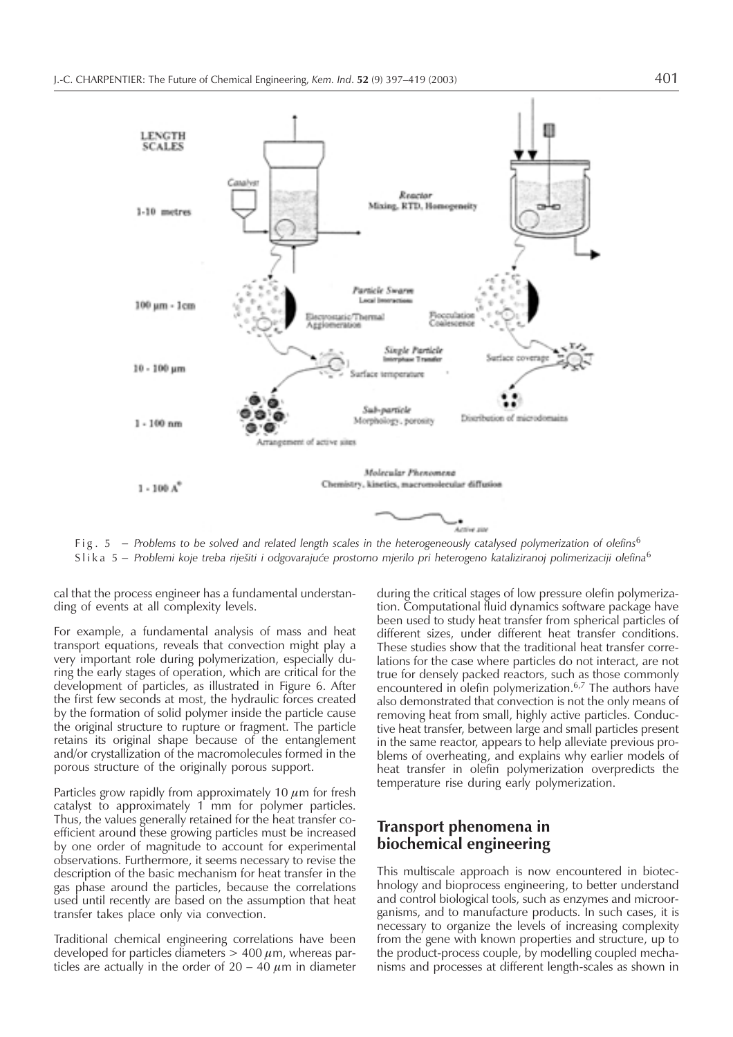Fig. 5 – *Problems to be solved and related length scales in the heterogeneously catalysed polymerization of olefins*[6]

Slika 5 – *Problemi koje treba riješiti i odgovarajuće prostorno mjerilo pri heterogeno kataliziranoj polimerizaciji olefina*[6]

cal that the process engineer has a fundamental understanding of events at all complexity levels.

For example, a fundamental analysis of mass and heat transport equations, reveals that convection might play a very important role during polymerization, especially during the early stages of operation, which are critical for the development of particles, as illustrated in Figure 6. After the first few seconds at most, the hydraulic forces created by the formation of solid polymer inside the particle cause the original structure to rupture or fragment. The particle retains its original shape because of the entanglement and/or crystallization of the macromolecules formed in the porous structure of the originally porous support.

Particles grow rapidly from approximately 10 $\mu$m for fresh catalyst to approximately 1 mm for polymer particles. Thus, the values generally retained for the heat transfer coefficient around these growing particles must be increased by one order of magnitude to account for experimental observations. Furthermore, it seems necessary to revise the description of the basic mechanism for heat transfer in the gas phase around the particles, because the correlations used until recently are based on the assumption that heat transfer takes place only via convection.

Traditional chemical engineering correlations have been developed for particles diameters > 400 $\mu$m, whereas particles are actually in the order of 20 – 40 $\mu$m in diameter during the critical stages of low pressure olefin polymerization. Computational fluid dynamics software package have been used to study heat transfer from spherical particles of different sizes, under different heat transfer conditions. These studies show that the traditional heat transfer correlations for the case where particles do not interact, are not true for densely packed reactors, such as those commonly encountered in olefin polymerization.[6,7] The authors have also demonstrated that convection is not the only means of removing heat from small, highly active particles. Conductive heat transfer, between large and small particles present in the same reactor, appears to help alleviate previous problems of overheating, and explains why earlier models of heat transfer in olefin polymerization overpredicts the temperature rise during early polymerization.

## Transport phenomena in biochemical engineering

This multiscale approach is now encountered in biotechnology and bioprocess engineering, to better understand and control biological tools, such as enzymes and microorganisms, and to manufacture products. In such cases, it is necessary to organize the levels of increasing complexity from the gene with known properties and structure, up to the product-process couple, by modelling coupled mechanisms and processes at different length-scales as shown in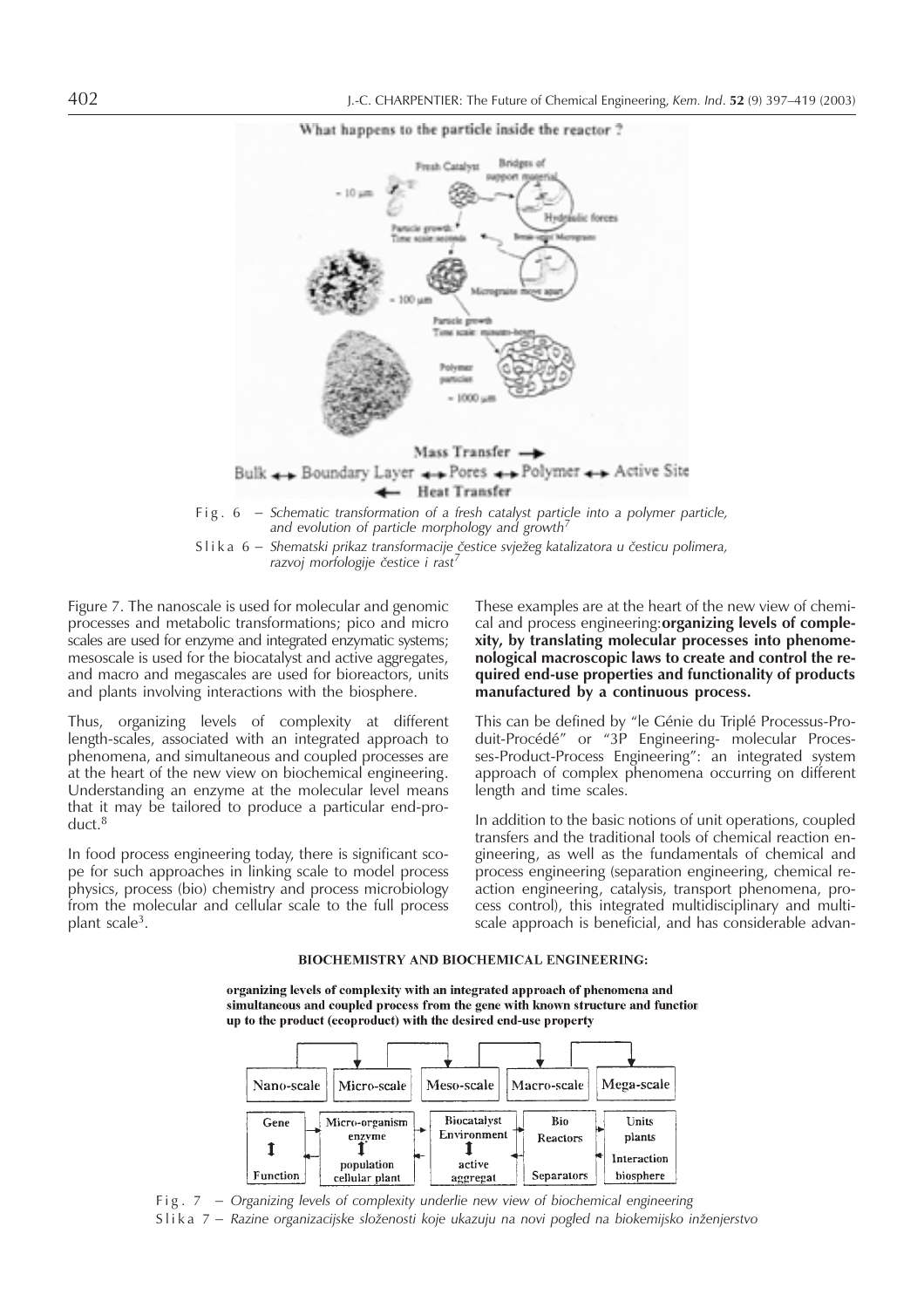What happens to the particle inside the reactor ?

Fig. 6 – *Schematic transformation of a fresh catalyst particle into a polymer particle, and evolution of particle morphology and growth*[7]

Slika 6 – *Shematski prikaz transformacije čestice svježeg katalizatora u česticu polimera, razvoj morfologije čestice i rast*[7]

Figure 7. The nanoscale is used for molecular and genomic processes and metabolic transformations; pico and micro scales are used for enzyme and integrated enzymatic systems; mesoscale is used for the biocatalyst and active aggregates, and macro and megascales are used for bioreactors, units and plants involving interactions with the biosphere.

Thus, organizing levels of complexity at different length-scales, associated with an integrated approach to phenomena, and simultaneous and coupled processes are at the heart of the new view on biochemical engineering. Understanding an enzyme at the molecular level means that it may be tailored to produce a particular end-product.[8]

In food process engineering today, there is significant scope for such approaches in linking scale to model process physics, process (bio) chemistry and process microbiology from the molecular and cellular scale to the full process plant scale[3].

These examples are at the heart of the new view of chemical and process engineering: **organizing levels of complexity, by translating molecular processes into phenomenological macroscopic laws to create and control the required end-use properties and functionality of products manufactured by a continuous process.**

This can be defined by "le Génie du Triplé Processus-Produit-Procédé" or "3P Engineering- molecular Processes-Product-Process Engineering": an integrated system approach of complex phenomena occurring on different length and time scales.

In addition to the basic notions of unit operations, coupled transfers and the traditional tools of chemical reaction engineering, as well as the fundamentals of chemical and process engineering (separation engineering, chemical reaction engineering, catalysis, transport phenomena, process control), this integrated multidisciplinary and multiscale approach is beneficial, and has considerable advan-

**BIOCHEMISTRY AND BIOCHEMICAL ENGINEERING:**

**organizing levels of complexity with an integrated approach of phenomena and simultaneous and coupled process from the gene with known structure and function up to the product (ecoproduct) with the desired end-use property**

| Nano-scale | Micro-scale | Meso-scale | Macro-scale | Mega-scale |
|---|---|---|---|---|
| Gene ↕ Function | Micro-organism enzyme ↕ population cellular plant | Biocatalyst Environment ↕ active aggregat | Bio Reactors Separators | Units plants Interaction biosphere |

Fig. 7 – *Organizing levels of complexity underlie new view of biochemical engineering*

Slika 7 – *Razine organizacijske složenosti koje ukazuju na novi pogled na biokemijsko inženjerstvo*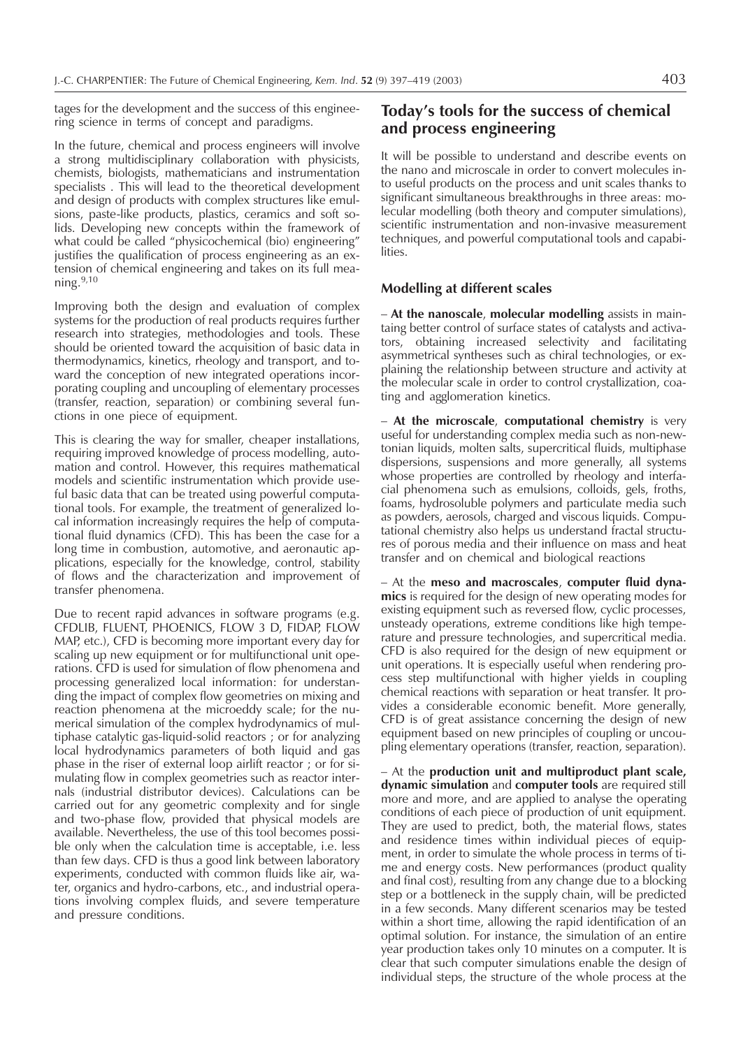tages for the development and the success of this engineering science in terms of concept and paradigms.

In the future, chemical and process engineers will involve a strong multidisciplinary collaboration with physicists, chemists, biologists, mathematicians and instrumentation specialists . This will lead to the theoretical development and design of products with complex structures like emulsions, paste-like products, plastics, ceramics and soft solids. Developing new concepts within the framework of what could be called "physicochemical (bio) engineering" justifies the qualification of process engineering as an extension of chemical engineering and takes on its full meaning.[9,10]

Improving both the design and evaluation of complex systems for the production of real products requires further research into strategies, methodologies and tools. These should be oriented toward the acquisition of basic data in thermodynamics, kinetics, rheology and transport, and toward the conception of new integrated operations incorporating coupling and uncoupling of elementary processes (transfer, reaction, separation) or combining several functions in one piece of equipment.

This is clearing the way for smaller, cheaper installations, requiring improved knowledge of process modelling, automation and control. However, this requires mathematical models and scientific instrumentation which provide useful basic data that can be treated using powerful computational tools. For example, the treatment of generalized local information increasingly requires the help of computational fluid dynamics (CFD). This has been the case for a long time in combustion, automotive, and aeronautic applications, especially for the knowledge, control, stability of flows and the characterization and improvement of transfer phenomena.

Due to recent rapid advances in software programs (e.g. CFDLIB, FLUENT, PHOENICS, FLOW 3 D, FIDAP, FLOW MAP, etc.), CFD is becoming more important every day for scaling up new equipment or for multifunctional unit operations. CFD is used for simulation of flow phenomena and processing generalized local information: for understanding the impact of complex flow geometries on mixing and reaction phenomena at the microeddy scale; for the numerical simulation of the complex hydrodynamics of multiphase catalytic gas-liquid-solid reactors ; or for analyzing local hydrodynamics parameters of both liquid and gas phase in the riser of external loop airlift reactor ; or for simulating flow in complex geometries such as reactor internals (industrial distributor devices). Calculations can be carried out for any geometric complexity and for single and two-phase flow, provided that physical models are available. Nevertheless, the use of this tool becomes possible only when the calculation time is acceptable, i.e. less than few days. CFD is thus a good link between laboratory experiments, conducted with common fluids like air, water, organics and hydro-carbons, etc., and industrial operations involving complex fluids, and severe temperature and pressure conditions.

## Today's tools for the success of chemical and process engineering

It will be possible to understand and describe events on the nano and microscale in order to convert molecules into useful products on the process and unit scales thanks to significant simultaneous breakthroughs in three areas: molecular modelling (both theory and computer simulations), scientific instrumentation and non-invasive measurement techniques, and powerful computational tools and capabilities.

### Modelling at different scales

– **At the nanoscale**, **molecular modelling** assists in maintaing better control of surface states of catalysts and activators, obtaining increased selectivity and facilitating asymmetrical syntheses such as chiral technologies, or explaining the relationship between structure and activity at the molecular scale in order to control crystallization, coating and agglomeration kinetics.

– **At the microscale**, **computational chemistry** is very useful for understanding complex media such as non-newtonian liquids, molten salts, supercritical fluids, multiphase dispersions, suspensions and more generally, all systems whose properties are controlled by rheology and interfacial phenomena such as emulsions, colloids, gels, froths, foams, hydrosoluble polymers and particulate media such as powders, aerosols, charged and viscous liquids. Computational chemistry also helps us understand fractal structures of porous media and their influence on mass and heat transfer and on chemical and biological reactions

– At the **meso and macroscales**, **computer fluid dynamics** is required for the design of new operating modes for existing equipment such as reversed flow, cyclic processes, unsteady operations, extreme conditions like high temperature and pressure technologies, and supercritical media. CFD is also required for the design of new equipment or unit operations. It is especially useful when rendering process step multifunctional with higher yields in coupling chemical reactions with separation or heat transfer. It provides a considerable economic benefit. More generally, CFD is of great assistance concerning the design of new equipment based on new principles of coupling or uncoupling elementary operations (transfer, reaction, separation).

– At the **production unit and multiproduct plant scale, dynamic simulation** and **computer tools** are required still more and more, and are applied to analyse the operating conditions of each piece of production of unit equipment. They are used to predict, both, the material flows, states and residence times within individual pieces of equipment, in order to simulate the whole process in terms of time and energy costs. New performances (product quality and final cost), resulting from any change due to a blocking step or a bottleneck in the supply chain, will be predicted in a few seconds. Many different scenarios may be tested within a short time, allowing the rapid identification of an optimal solution. For instance, the simulation of an entire year production takes only 10 minutes on a computer. It is clear that such computer simulations enable the design of individual steps, the structure of the whole process at the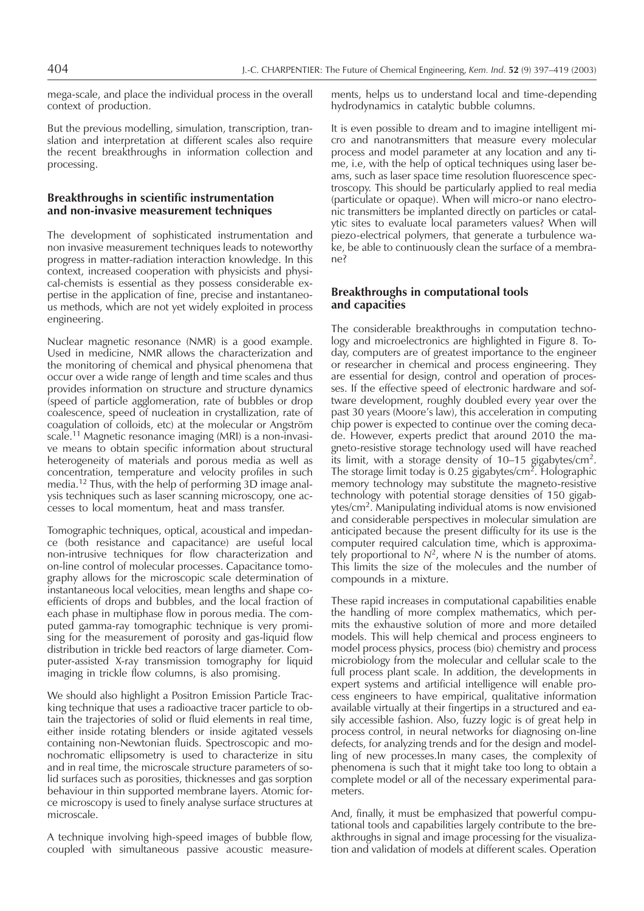mega-scale, and place the individual process in the overall context of production.

But the previous modelling, simulation, transcription, translation and interpretation at different scales also require the recent breakthroughs in information collection and processing.

### Breakthroughs in scientific instrumentation and non-invasive measurement techniques

The development of sophisticated instrumentation and non invasive measurement techniques leads to noteworthy progress in matter-radiation interaction knowledge. In this context, increased cooperation with physicists and physical-chemists is essential as they possess considerable expertise in the application of fine, precise and instantaneous methods, which are not yet widely exploited in process engineering.

Nuclear magnetic resonance (NMR) is a good example. Used in medicine, NMR allows the characterization and the monitoring of chemical and physical phenomena that occur over a wide range of length and time scales and thus provides information on structure and structure dynamics (speed of particle agglomeration, rate of bubbles or drop coalescence, speed of nucleation in crystallization, rate of coagulation of colloids, etc) at the molecular or Angström scale.[11] Magnetic resonance imaging (MRI) is a non-invasive means to obtain specific information about structural heterogeneity of materials and porous media as well as concentration, temperature and velocity profiles in such media.[12] Thus, with the help of performing 3D image analysis techniques such as laser scanning microscopy, one accesses to local momentum, heat and mass transfer.

Tomographic techniques, optical, acoustical and impedance (both resistance and capacitance) are useful local non-intrusive techniques for flow characterization and on-line control of molecular processes. Capacitance tomography allows for the microscopic scale determination of instantaneous local velocities, mean lengths and shape coefficients of drops and bubbles, and the local fraction of each phase in multiphase flow in porous media. The computed gamma-ray tomographic technique is very promising for the measurement of porosity and gas-liquid flow distribution in trickle bed reactors of large diameter. Computer-assisted X-ray transmission tomography for liquid imaging in trickle flow columns, is also promising.

We should also highlight a Positron Emission Particle Tracking technique that uses a radioactive tracer particle to obtain the trajectories of solid or fluid elements in real time, either inside rotating blenders or inside agitated vessels containing non-Newtonian fluids. Spectroscopic and monochromatic ellipsometry is used to characterize in situ and in real time, the microscale structure parameters of solid surfaces such as porosities, thicknesses and gas sorption behaviour in thin supported membrane layers. Atomic force microscopy is used to finely analyse surface structures at microscale.

A technique involving high-speed images of bubble flow, coupled with simultaneous passive acoustic measurements, helps us to understand local and time-depending hydrodynamics in catalytic bubble columns.

It is even possible to dream and to imagine intelligent micro and nanotransmitters that measure every molecular process and model parameter at any location and any time, i.e, with the help of optical techniques using laser beams, such as laser space time resolution fluorescence spectroscopy. This should be particularly applied to real media (particulate or opaque). When will micro-or nano electronic transmitters be implanted directly on particles or catalytic sites to evaluate local parameters values? When will piezo-electrical polymers, that generate a turbulence wake, be able to continuously clean the surface of a membrane?

### Breakthroughs in computational tools and capacities

The considerable breakthroughs in computation technology and microelectronics are highlighted in Figure 8. Today, computers are of greatest importance to the engineer or researcher in chemical and process engineering. They are essential for design, control and operation of processes. If the effective speed of electronic hardware and software development, roughly doubled every year over the past 30 years (Moore's law), this acceleration in computing chip power is expected to continue over the coming decade. However, experts predict that around 2010 the magneto-resistive storage technology used will have reached its limit, with a storage density of 10–15 gigabytes/cm$^2$. The storage limit today is 0.25 gigabytes/cm$^2$. Holographic memory technology may substitute the magneto-resistive technology with potential storage densities of 150 gigabytes/cm$^2$. Manipulating individual atoms is now envisioned and considerable perspectives in molecular simulation are anticipated because the present difficulty for its use is the computer required calculation time, which is approximately proportional to $N^2$, where $N$ is the number of atoms. This limits the size of the molecules and the number of compounds in a mixture.

These rapid increases in computational capabilities enable the handling of more complex mathematics, which permits the exhaustive solution of more and more detailed models. This will help chemical and process engineers to model process physics, process (bio) chemistry and process microbiology from the molecular and cellular scale to the full process plant scale. In addition, the developments in expert systems and artificial intelligence will enable process engineers to have empirical, qualitative information available virtually at their fingertips in a structured and easily accessible fashion. Also, fuzzy logic is of great help in process control, in neural networks for diagnosing on-line defects, for analyzing trends and for the design and modelling of new processes.In many cases, the complexity of phenomena is such that it might take too long to obtain a complete model or all of the necessary experimental parameters.

And, finally, it must be emphasized that powerful computational tools and capabilities largely contribute to the breakthroughs in signal and image processing for the visualization and validation of models at different scales. Operation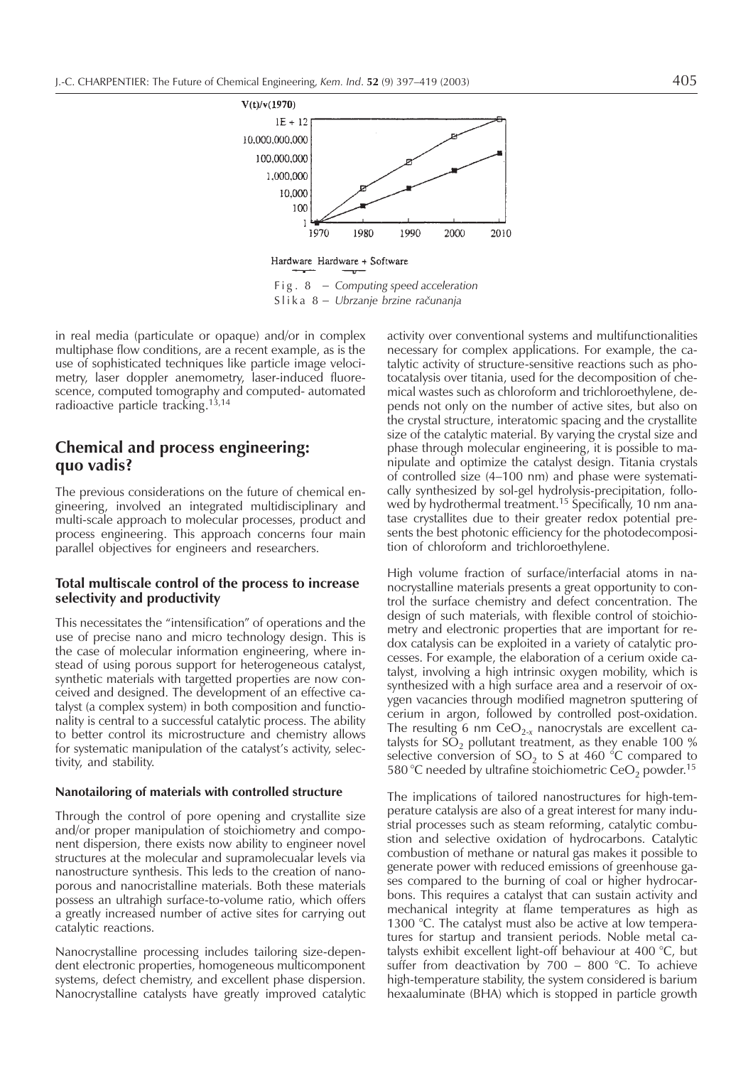V(t)/v(1970)

1E + 12
10.000.000.000
100.000.000
1.000.000
10.000
100
1

1970 1980 1990 2000 2010

Hardware Hardware + Software

Fig. 8 – *Computing speed acceleration*

Slika 8 – *Ubrzanje brzine računanja*

in real media (particulate or opaque) and/or in complex multiphase flow conditions, are a recent example, as is the use of sophisticated techniques like particle image velocimetry, laser doppler anemometry, laser-induced fluorescence, computed tomography and computed- automated radioactive particle tracking.[13,14]

## Chemical and process engineering: quo vadis?

The previous considerations on the future of chemical engineering, involved an integrated multidisciplinary and multi-scale approach to molecular processes, product and process engineering. This approach concerns four main parallel objectives for engineers and researchers.

### Total multiscale control of the process to increase selectivity and productivity

This necessitates the "intensification" of operations and the use of precise nano and micro technology design. This is the case of molecular information engineering, where instead of using porous support for heterogeneous catalyst, synthetic materials with targetted properties are now conceived and designed. The development of an effective catalyst (a complex system) in both composition and functionality is central to a successful catalytic process. The ability to better control its microstructure and chemistry allows for systematic manipulation of the catalyst's activity, selectivity, and stability.

#### Nanotailoring of materials with controlled structure

Through the control of pore opening and crystallite size and/or proper manipulation of stoichiometry and component dispersion, there exists now ability to engineer novel structures at the molecular and supramolecualar levels via nanostructure synthesis. This leds to the creation of nanoporous and nanocristalline materials. Both these materials possess an ultrahigh surface-to-volume ratio, which offers a greatly increased number of active sites for carrying out catalytic reactions.

Nanocrystalline processing includes tailoring size-dependent electronic properties, homogeneous multicomponent systems, defect chemistry, and excellent phase dispersion. Nanocrystalline catalysts have greatly improved catalytic activity over conventional systems and multifunctionalities necessary for complex applications. For example, the catalytic activity of structure-sensitive reactions such as photocatalysis over titania, used for the decomposition of chemical wastes such as chloroform and trichloroethylene, depends not only on the number of active sites, but also on the crystal structure, interatomic spacing and the crystallite size of the catalytic material. By varying the crystal size and phase through molecular engineering, it is possible to manipulate and optimize the catalyst design. Titania crystals of controlled size (4–100 nm) and phase were systematically synthesized by sol-gel hydrolysis-precipitation, followed by hydrothermal treatment.[15] Specifically, 10 nm anatase crystallites due to their greater redox potential presents the best photonic efficiency for the photodecomposition of chloroform and trichloroethylene.

High volume fraction of surface/interfacial atoms in nanocrystalline materials presents a great opportunity to control the surface chemistry and defect concentration. The design of such materials, with flexible control of stoichiometry and electronic properties that are important for redox catalysis can be exploited in a variety of catalytic processes. For example, the elaboration of a cerium oxide catalyst, involving a high intrinsic oxygen mobility, which is synthesized with a high surface area and a reservoir of oxygen vacancies through modified magnetron sputtering of cerium in argon, followed by controlled post-oxidation. The resulting 6 nm $CeO_{2-x}$ nanocrystals are excellent catalysts for $SO_2$ pollutant treatment, as they enable 100 % selective conversion of $SO_2$ to S at 460 °C compared to 580 °C needed by ultrafine stoichiometric $CeO_2$ powder.[15]

The implications of tailored nanostructures for high-temperature catalysis are also of a great interest for many industrial processes such as steam reforming, catalytic combustion and selective oxidation of hydrocarbons. Catalytic combustion of methane or natural gas makes it possible to generate power with reduced emissions of greenhouse gases compared to the burning of coal or higher hydrocarbons. This requires a catalyst that can sustain activity and mechanical integrity at flame temperatures as high as 1300 °C. The catalyst must also be active at low temperatures for startup and transient periods. Noble metal catalysts exhibit excellent light-off behaviour at 400 °C, but suffer from deactivation by 700 – 800 °C. To achieve high-temperature stability, the system considered is barium hexaaluminate (BHA) which is stopped in particle growth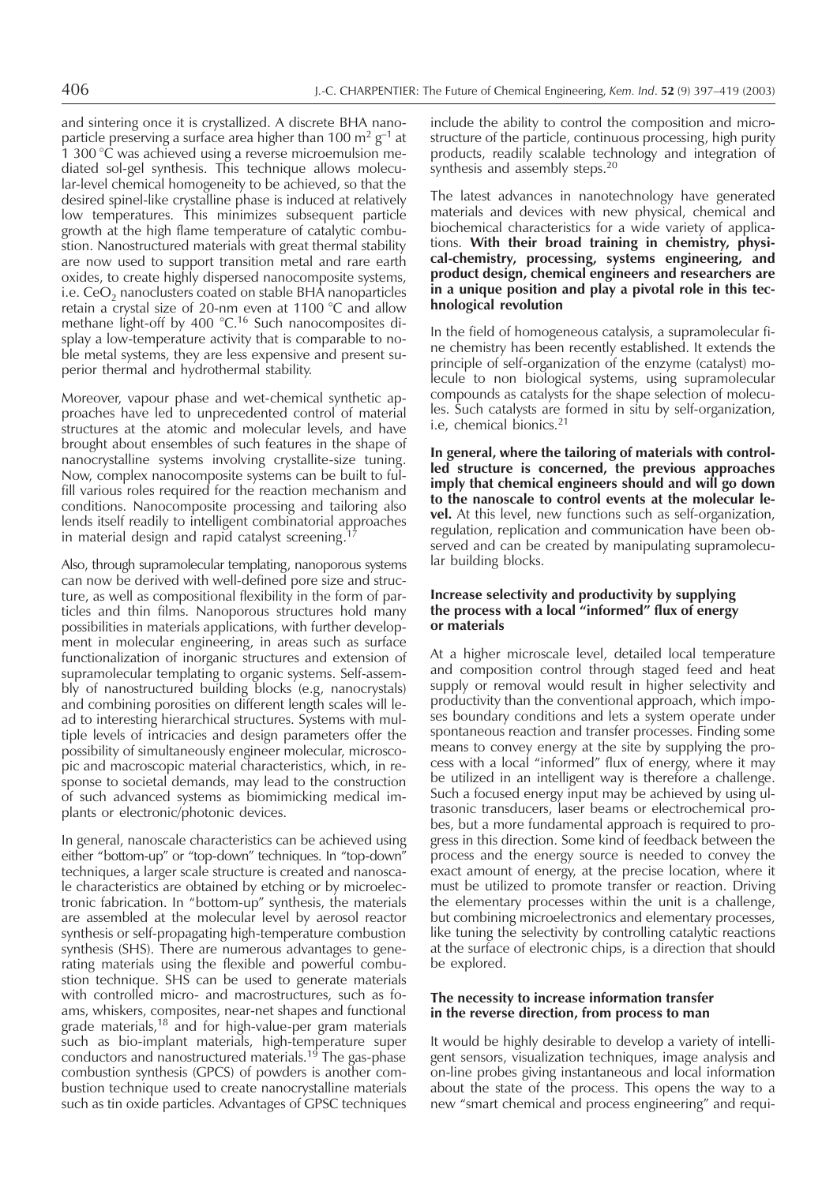and sintering once it is crystallized. A discrete BHA nanoparticle preserving a surface area higher than 100 $m^2\ g^{-1}$ at 1 300 °C was achieved using a reverse microemulsion mediated sol-gel synthesis. This technique allows molecular-level chemical homogeneity to be achieved, so that the desired spinel-like crystalline phase is induced at relatively low temperatures. This minimizes subsequent particle growth at the high flame temperature of catalytic combustion. Nanostructured materials with great thermal stability are now used to support transition metal and rare earth oxides, to create highly dispersed nanocomposite systems, i.e. $CeO_2$ nanoclusters coated on stable BHA nanoparticles retain a crystal size of 20-nm even at 1100 °C and allow methane light-off by 400 °C.[16] Such nanocomposites display a low-temperature activity that is comparable to noble metal systems, they are less expensive and present superior thermal and hydrothermal stability.

Moreover, vapour phase and wet-chemical synthetic approaches have led to unprecedented control of material structures at the atomic and molecular levels, and have brought about ensembles of such features in the shape of nanocrystalline systems involving crystallite-size tuning. Now, complex nanocomposite systems can be built to fulfill various roles required for the reaction mechanism and conditions. Nanocomposite processing and tailoring also lends itself readily to intelligent combinatorial approaches in material design and rapid catalyst screening.[17]

Also, through supramolecular templating, nanoporous systems can now be derived with well-defined pore size and structure, as well as compositional flexibility in the form of particles and thin films. Nanoporous structures hold many possibilities in materials applications, with further development in molecular engineering, in areas such as surface functionalization of inorganic structures and extension of supramolecular templating to organic systems. Self-assembly of nanostructured building blocks (e.g, nanocrystals) and combining porosities on different length scales will lead to interesting hierarchical structures. Systems with multiple levels of intricacies and design parameters offer the possibility of simultaneously engineer molecular, microscopic and macroscopic material characteristics, which, in response to societal demands, may lead to the construction of such advanced systems as biomimicking medical implants or electronic/photonic devices.

In general, nanoscale characteristics can be achieved using either "bottom-up" or "top-down" techniques. In "top-down" techniques, a larger scale structure is created and nanoscale characteristics are obtained by etching or by microelectronic fabrication. In "bottom-up" synthesis, the materials are assembled at the molecular level by aerosol reactor synthesis or self-propagating high-temperature combustion synthesis (SHS). There are numerous advantages to generating materials using the flexible and powerful combustion technique. SHS can be used to generate materials with controlled micro- and macrostructures, such as foams, whiskers, composites, near-net shapes and functional grade materials,[18] and for high-value-per gram materials such as bio-implant materials, high-temperature super conductors and nanostructured materials.[19] The gas-phase combustion synthesis (GPCS) of powders is another combustion technique used to create nanocrystalline materials such as tin oxide particles. Advantages of GPSC techniques include the ability to control the composition and microstructure of the particle, continuous processing, high purity products, readily scalable technology and integration of synthesis and assembly steps.[20]

The latest advances in nanotechnology have generated materials and devices with new physical, chemical and biochemical characteristics for a wide variety of applications. **With their broad training in chemistry, physical-chemistry, processing, systems engineering, and product design, chemical engineers and researchers are in a unique position and play a pivotal role in this technological revolution**

In the field of homogeneous catalysis, a supramolecular fine chemistry has been recently established. It extends the principle of self-organization of the enzyme (catalyst) molecule to non biological systems, using supramolecular compounds as catalysts for the shape selection of molecules. Such catalysts are formed in situ by self-organization, i.e, chemical bionics.[21]

**In general, where the tailoring of materials with controlled structure is concerned, the previous approaches imply that chemical engineers should and will go down to the nanoscale to control events at the molecular level.** At this level, new functions such as self-organization, regulation, replication and communication have been observed and can be created by manipulating supramolecular building blocks.

#### Increase selectivity and productivity by supplying the process with a local "informed" flux of energy or materials

At a higher microscale level, detailed local temperature and composition control through staged feed and heat supply or removal would result in higher selectivity and productivity than the conventional approach, which imposes boundary conditions and lets a system operate under spontaneous reaction and transfer processes. Finding some means to convey energy at the site by supplying the process with a local "informed" flux of energy, where it may be utilized in an intelligent way is therefore a challenge. Such a focused energy input may be achieved by using ultrasonic transducers, laser beams or electrochemical probes, but a more fundamental approach is required to progress in this direction. Some kind of feedback between the process and the energy source is needed to convey the exact amount of energy, at the precise location, where it must be utilized to promote transfer or reaction. Driving the elementary processes within the unit is a challenge, but combining microelectronics and elementary processes, like tuning the selectivity by controlling catalytic reactions at the surface of electronic chips, is a direction that should be explored.

#### The necessity to increase information transfer in the reverse direction, from process to man

It would be highly desirable to develop a variety of intelligent sensors, visualization techniques, image analysis and on-line probes giving instantaneous and local information about the state of the process. This opens the way to a new "smart chemical and process engineering" and requi-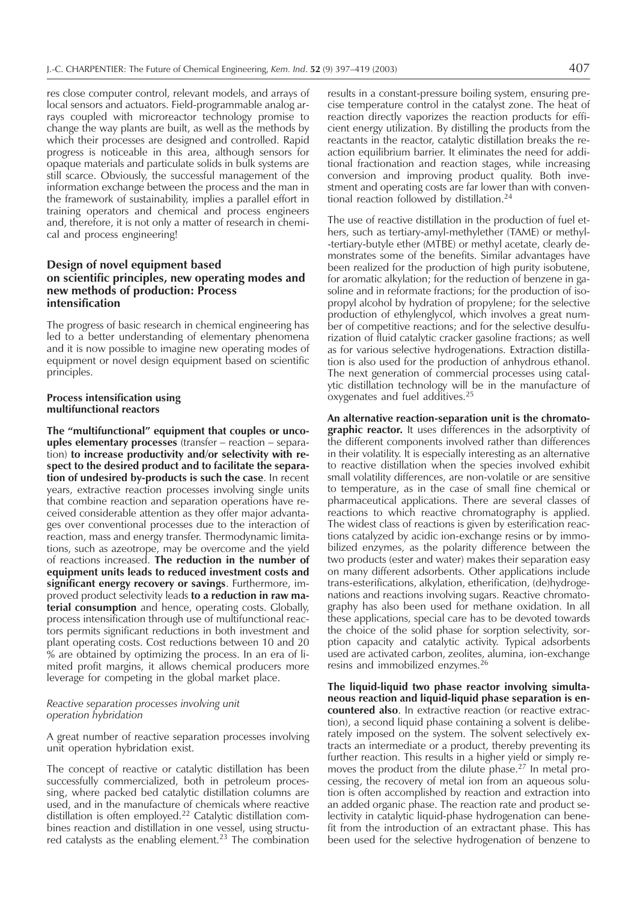res close computer control, relevant models, and arrays of local sensors and actuators. Field-programmable analog arrays coupled with microreactor technology promise to change the way plants are built, as well as the methods by which their processes are designed and controlled. Rapid progress is noticeable in this area, although sensors for opaque materials and particulate solids in bulk systems are still scarce. Obviously, the successful management of the information exchange between the process and the man in the framework of sustainability, implies a parallel effort in training operators and chemical and process engineers and, therefore, it is not only a matter of research in chemical and process engineering!

## Design of novel equipment based on scientific principles, new operating modes and new methods of production: Process intensification

The progress of basic research in chemical engineering has led to a better understanding of elementary phenomena and it is now possible to imagine new operating modes of equipment or novel design equipment based on scientific principles.

### Process intensification using multifunctional reactors

**The "multifunctional" equipment that couples or uncouples elementary processes** (transfer – reaction – separation) **to increase productivity and/or selectivity with respect to the desired product and to facilitate the separation of undesired by-products is such the case**. In recent years, extractive reaction processes involving single units that combine reaction and separation operations have received considerable attention as they offer major advantages over conventional processes due to the interaction of reaction, mass and energy transfer. Thermodynamic limitations, such as azeotrope, may be overcome and the yield of reactions increased. **The reduction in the number of equipment units leads to reduced investment costs and significant energy recovery or savings**. Furthermore, improved product selectivity leads **to a reduction in raw material consumption** and hence, operating costs. Globally, process intensification through use of multifunctional reactors permits significant reductions in both investment and plant operating costs. Cost reductions between 10 and 20 % are obtained by optimizing the process. In an era of limited profit margins, it allows chemical producers more leverage for competing in the global market place.

#### *Reactive separation processes involving unit operation hybridation*

A great number of reactive separation processes involving unit operation hybridation exist.

The concept of reactive or catalytic distillation has been successfully commercialized, both in petroleum processing, where packed bed catalytic distillation columns are used, and in the manufacture of chemicals where reactive distillation is often employed.[22] Catalytic distillation combines reaction and distillation in one vessel, using structured catalysts as the enabling element.[23] The combination results in a constant-pressure boiling system, ensuring precise temperature control in the catalyst zone. The heat of reaction directly vaporizes the reaction products for efficient energy utilization. By distilling the products from the reactants in the reactor, catalytic distillation breaks the reaction equilibrium barrier. It eliminates the need for additional fractionation and reaction stages, while increasing conversion and improving product quality. Both investment and operating costs are far lower than with conventional reaction followed by distillation.[24]

The use of reactive distillation in the production of fuel ethers, such as tertiary-amyl-methylether (TAME) or methyl-tertiary-butyle ether (MTBE) or methyl acetate, clearly demonstrates some of the benefits. Similar advantages have been realized for the production of high purity isobutene, for aromatic alkylation; for the reduction of benzene in gasoline and in reformate fractions; for the production of isopropyl alcohol by hydration of propylene; for the selective production of ethylenglycol, which involves a great number of competitive reactions; and for the selective desulfurization of fluid catalytic cracker gasoline fractions; as well as for various selective hydrogenations. Extraction distillation is also used for the production of anhydrous ethanol. The next generation of commercial processes using catalytic distillation technology will be in the manufacture of oxygenates and fuel additives.[25]

**An alternative reaction-separation unit is the chromatographic reactor.** It uses differences in the adsorptivity of the different components involved rather than differences in their volatility. It is especially interesting as an alternative to reactive distillation when the species involved exhibit small volatility differences, are non-volatile or are sensitive to temperature, as in the case of small fine chemical or pharmaceutical applications. There are several classes of reactions to which reactive chromatography is applied. The widest class of reactions is given by esterification reactions catalyzed by acidic ion-exchange resins or by immobilized enzymes, as the polarity difference between the two products (ester and water) makes their separation easy on many different adsorbents. Other applications include trans-esterifications, alkylation, etherification, (de)hydrogenations and reactions involving sugars. Reactive chromatography has also been used for methane oxidation. In all these applications, special care has to be devoted towards the choice of the solid phase for sorption selectivity, sorption capacity and catalytic activity. Typical adsorbents used are activated carbon, zeolites, alumina, ion-exchange resins and immobilized enzymes.[26]

**The liquid-liquid two phase reactor involving simultaneous reaction and liquid-liquid phase separation is encountered also**. In extractive reaction (or reactive extraction), a second liquid phase containing a solvent is deliberately imposed on the system. The solvent selectively extracts an intermediate or a product, thereby preventing its further reaction. This results in a higher yield or simply removes the product from the dilute phase.[27] In metal processing, the recovery of metal ion from an aqueous solution is often accomplished by reaction and extraction into an added organic phase. The reaction rate and product selectivity in catalytic liquid-phase hydrogenation can benefit from the introduction of an extractant phase. This has been used for the selective hydrogenation of benzene to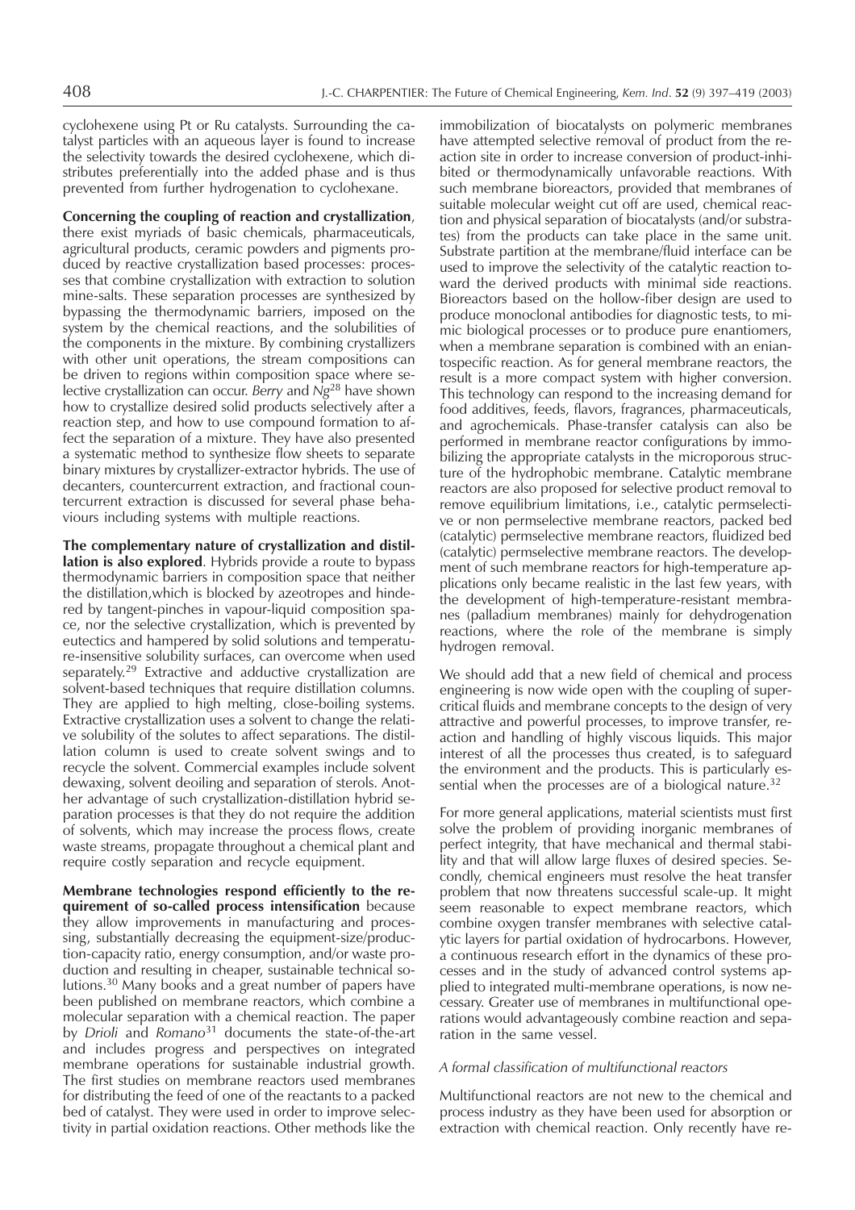cyclohexene using Pt or Ru catalysts. Surrounding the catalyst particles with an aqueous layer is found to increase the selectivity towards the desired cyclohexene, which distributes preferentially into the added phase and is thus prevented from further hydrogenation to cyclohexane.

**Concerning the coupling of reaction and crystallization**, there exist myriads of basic chemicals, pharmaceuticals, agricultural products, ceramic powders and pigments produced by reactive crystallization based processes: processes that combine crystallization with extraction to solution mine-salts. These separation processes are synthesized by bypassing the thermodynamic barriers, imposed on the system by the chemical reactions, and the solubilities of the components in the mixture. By combining crystallizers with other unit operations, the stream compositions can be driven to regions within composition space where selective crystallization can occur. *Berry* and *Ng*[28] have shown how to crystallize desired solid products selectively after a reaction step, and how to use compound formation to affect the separation of a mixture. They have also presented a systematic method to synthesize flow sheets to separate binary mixtures by crystallizer-extractor hybrids. The use of decanters, countercurrent extraction, and fractional countercurrent extraction is discussed for several phase behaviours including systems with multiple reactions.

**The complementary nature of crystallization and distillation is also explored**. Hybrids provide a route to bypass thermodynamic barriers in composition space that neither the distillation,which is blocked by azeotropes and hindered by tangent-pinches in vapour-liquid composition space, nor the selective crystallization, which is prevented by eutectics and hampered by solid solutions and temperature-insensitive solubility surfaces, can overcome when used separately.[29] Extractive and adductive crystallization are solvent-based techniques that require distillation columns. They are applied to high melting, close-boiling systems. Extractive crystallization uses a solvent to change the relative solubility of the solutes to affect separations. The distillation column is used to create solvent swings and to recycle the solvent. Commercial examples include solvent dewaxing, solvent deoiling and separation of sterols. Another advantage of such crystallization-distillation hybrid separation processes is that they do not require the addition of solvents, which may increase the process flows, create waste streams, propagate throughout a chemical plant and require costly separation and recycle equipment.

**Membrane technologies respond efficiently to the requirement of so-called process intensification** because they allow improvements in manufacturing and processing, substantially decreasing the equipment-size/production-capacity ratio, energy consumption, and/or waste production and resulting in cheaper, sustainable technical solutions.[30] Many books and a great number of papers have been published on membrane reactors, which combine a molecular separation with a chemical reaction. The paper by *Drioli* and *Romano*[31] documents the state-of-the-art and includes progress and perspectives on integrated membrane operations for sustainable industrial growth. The first studies on membrane reactors used membranes for distributing the feed of one of the reactants to a packed bed of catalyst. They were used in order to improve selectivity in partial oxidation reactions. Other methods like the immobilization of biocatalysts on polymeric membranes have attempted selective removal of product from the reaction site in order to increase conversion of product-inhibited or thermodynamically unfavorable reactions. With such membrane bioreactors, provided that membranes of suitable molecular weight cut off are used, chemical reaction and physical separation of biocatalysts (and/or substrates) from the products can take place in the same unit. Substrate partition at the membrane/fluid interface can be used to improve the selectivity of the catalytic reaction toward the derived products with minimal side reactions. Bioreactors based on the hollow-fiber design are used to produce monoclonal antibodies for diagnostic tests, to mimic biological processes or to produce pure enantiomers, when a membrane separation is combined with an enantiospecific reaction. As for general membrane reactors, the result is a more compact system with higher conversion. This technology can respond to the increasing demand for food additives, feeds, flavors, fragrances, pharmaceuticals, and agrochemicals. Phase-transfer catalysis can also be performed in membrane reactor configurations by immobilizing the appropriate catalysts in the microporous structure of the hydrophobic membrane. Catalytic membrane reactors are also proposed for selective product removal to remove equilibrium limitations, i.e., catalytic permselective or non permselective membrane reactors, packed bed (catalytic) permselective membrane reactors, fluidized bed (catalytic) permselective membrane reactors. The development of such membrane reactors for high-temperature applications only became realistic in the last few years, with the development of high-temperature-resistant membranes (palladium membranes) mainly for dehydrogenation reactions, where the role of the membrane is simply hydrogen removal.

We should add that a new field of chemical and process engineering is now wide open with the coupling of supercritical fluids and membrane concepts to the design of very attractive and powerful processes, to improve transfer, reaction and handling of highly viscous liquids. This major interest of all the processes thus created, is to safeguard the environment and the products. This is particularly essential when the processes are of a biological nature.[32]

For more general applications, material scientists must first solve the problem of providing inorganic membranes of perfect integrity, that have mechanical and thermal stability and that will allow large fluxes of desired species. Secondly, chemical engineers must resolve the heat transfer problem that now threatens successful scale-up. It might seem reasonable to expect membrane reactors, which combine oxygen transfer membranes with selective catalytic layers for partial oxidation of hydrocarbons. However, a continuous research effort in the dynamics of these processes and in the study of advanced control systems applied to integrated multi-membrane operations, is now necessary. Greater use of membranes in multifunctional operations would advantageously combine reaction and separation in the same vessel.

*A formal classification of multifunctional reactors*

Multifunctional reactors are not new to the chemical and process industry as they have been used for absorption or extraction with chemical reaction. Only recently have re-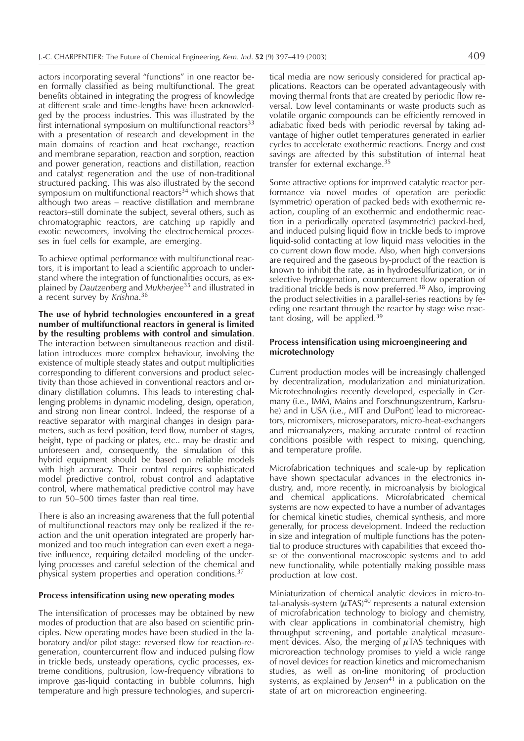actors incorporating several "functions" in one reactor been formally classified as being multifunctional. The great benefits obtained in integrating the progress of knowledge at different scale and time-lengths have been acknowledged by the process industries. This was illustrated by the first international symposium on multifunctional reactors[33] with a presentation of research and development in the main domains of reaction and heat exchange, reaction and membrane separation, reaction and sorption, reaction and power generation, reactions and distillation, reaction and catalyst regeneration and the use of non-traditional structured packing. This was also illustrated by the second symposium on multifunctional reactors[34] which shows that although two areas – reactive distillation and membrane reactors–still dominate the subject, several others, such as chromatographic reactors, are catching up rapidly and exotic newcomers, involving the electrochemical processes in fuel cells for example, are emerging.

To achieve optimal performance with multifunctional reactors, it is important to lead a scientific approach to understand where the integration of functionalities occurs, as explained by *Dautzenberg* and *Mukherjee*[35] and illustrated in a recent survey by *Krishna*.[36]

**The use of hybrid technologies encountered in a great number of multifunctional reactors in general is limited by the resulting problems with control and simulation**. The interaction between simultaneous reaction and distillation introduces more complex behaviour, involving the existence of multiple steady states and output multiplicities corresponding to different conversions and product selectivity than those achieved in conventional reactors and ordinary distillation columns. This leads to interesting challenging problems in dynamic modeling, design, operation, and strong non linear control. Indeed, the response of a reactive separator with marginal changes in design parameters, such as feed position, feed flow, number of stages, height, type of packing or plates, etc.. may be drastic and unforeseen and, consequently, the simulation of this hybrid equipment should be based on reliable models with high accuracy. Their control requires sophisticated model predictive control, robust control and adaptative control, where mathematical predictive control may have to run 50–500 times faster than real time.

There is also an increasing awareness that the full potential of multifunctional reactors may only be realized if the reaction and the unit operation integrated are properly harmonized and too much integration can even exert a negative influence, requiring detailed modeling of the underlying processes and careful selection of the chemical and physical system properties and operation conditions.[37]

### Process intensification using new operating modes

The intensification of processes may be obtained by new modes of production that are also based on scientific principles. New operating modes have been studied in the laboratory and/or pilot stage: reversed flow for reaction-regeneration, countercurrent flow and induced pulsing flow in trickle beds, unsteady operations, cyclic processes, extreme conditions, pultrusion, low-frequency vibrations to improve gas-liquid contacting in bubble columns, high temperature and high pressure technologies, and supercritical media are now seriously considered for practical applications. Reactors can be operated advantageously with moving thermal fronts that are created by periodic flow reversal. Low level contaminants or waste products such as volatile organic compounds can be efficiently removed in adiabatic fixed beds with periodic reversal by taking advantage of higher outlet temperatures generated in earlier cycles to accelerate exothermic reactions. Energy and cost savings are affected by this substitution of internal heat transfer for external exchange.[35]

Some attractive options for improved catalytic reactor performance via novel modes of operation are periodic (symmetric) operation of packed beds with exothermic reaction, coupling of an exothermic and endothermic reaction in a periodically operated (asymmetric) packed-bed, and induced pulsing liquid flow in trickle beds to improve liquid-solid contacting at low liquid mass velocities in the co current down flow mode. Also, when high conversions are required and the gaseous by-product of the reaction is known to inhibit the rate, as in hydrodesulfurization, or in selective hydrogenation, countercurrent flow operation of traditional trickle beds is now preferred.[38] Also, improving the product selectivities in a parallel-series reactions by feeding one reactant through the reactor by stage wise reactant dosing, will be applied.[39]

### Process intensification using microengineering and microtechnology

Current production modes will be increasingly challenged by decentralization, modularization and miniaturization. Microtechnologies recently developed, especially in Germany (i.e., IMM, Mains and Forschnungszentrum, Karlsruhe) and in USA (i.e., MIT and DuPont) lead to microreactors, micromixers, microseparators, micro-heat-exchangers and microanalyzers, making accurate control of reaction conditions possible with respect to mixing, quenching, and temperature profile.

Microfabrication techniques and scale-up by replication have shown spectacular advances in the electronics industry, and, more recently, in microanalysis by biological and chemical applications. Microfabricated chemical systems are now expected to have a number of advantages for chemical kinetic studies, chemical synthesis, and more generally, for process development. Indeed the reduction in size and integration of multiple functions has the potential to produce structures with capabilities that exceed those of the conventional macroscopic systems and to add new functionality, while potentially making possible mass production at low cost.

Miniaturization of chemical analytic devices in micro-total-analysis-system ($\mu$TAS)[40] represents a natural extension of microfabrication technology to biology and chemistry, with clear applications in combinatorial chemistry, high throughput screening, and portable analytical measurement devices. Also, the merging of $\mu$TAS techniques with microreaction technology promises to yield a wide range of novel devices for reaction kinetics and micromechanism studies, as well as on-line monitoring of production systems, as explained by *Jensen*[41] in a publication on the state of art on microreaction engineering.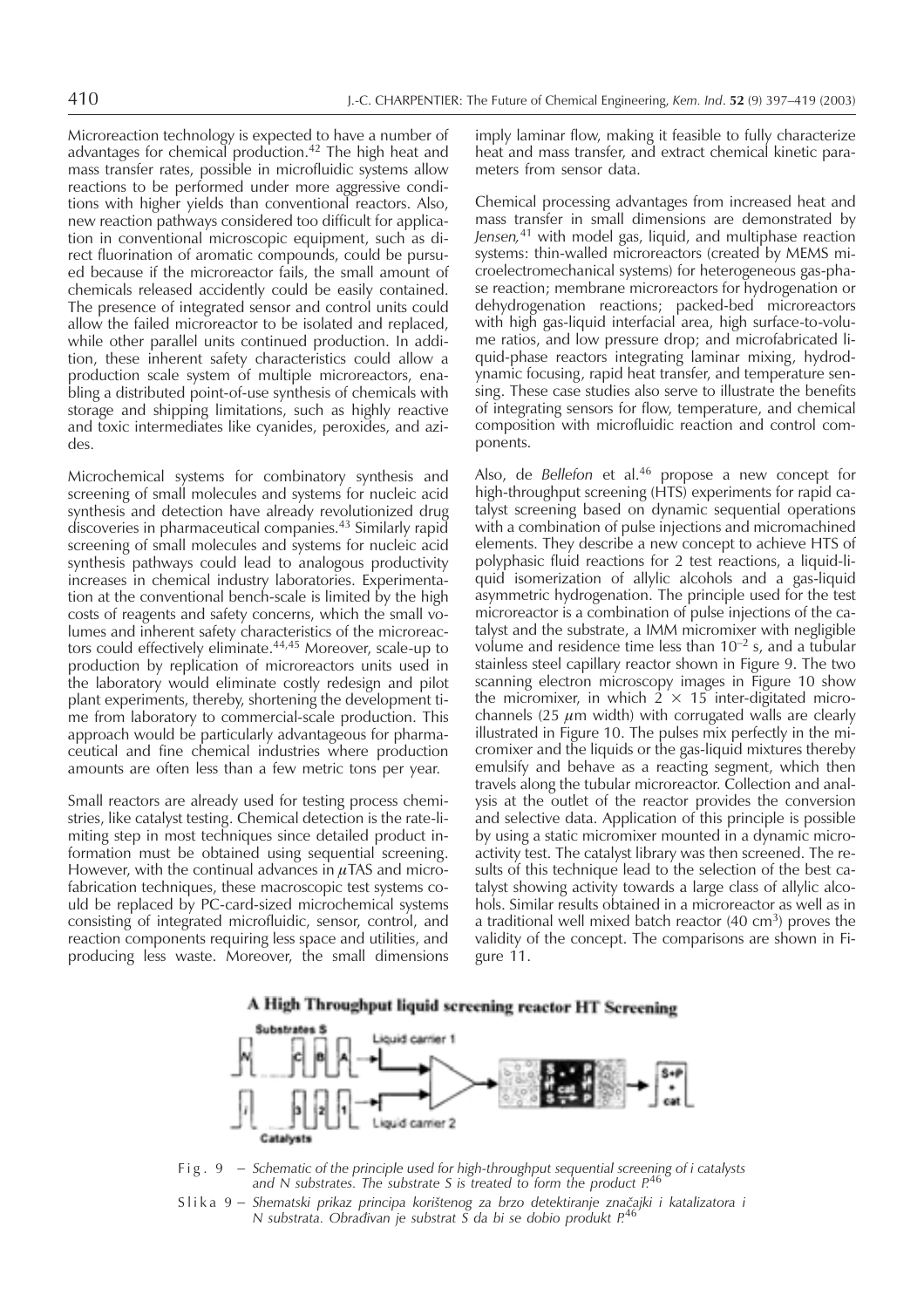Microreaction technology is expected to have a number of advantages for chemical production.[42] The high heat and mass transfer rates, possible in microfluidic systems allow reactions to be performed under more aggressive conditions with higher yields than conventional reactors. Also, new reaction pathways considered too difficult for application in conventional microscopic equipment, such as direct fluorination of aromatic compounds, could be pursued because if the microreactor fails, the small amount of chemicals released accidently could be easily contained. The presence of integrated sensor and control units could allow the failed microreactor to be isolated and replaced, while other parallel units continued production. In addition, these inherent safety characteristics could allow a production scale system of multiple microreactors, enabling a distributed point-of-use synthesis of chemicals with storage and shipping limitations, such as highly reactive and toxic intermediates like cyanides, peroxides, and azides.

Microchemical systems for combinatory synthesis and screening of small molecules and systems for nucleic acid synthesis and detection have already revolutionized drug discoveries in pharmaceutical companies.[43] Similarly rapid screening of small molecules and systems for nucleic acid synthesis pathways could lead to analogous productivity increases in chemical industry laboratories. Experimentation at the conventional bench-scale is limited by the high costs of reagents and safety concerns, which the small volumes and inherent safety characteristics of the microreactors could effectively eliminate.[44,45] Moreover, scale-up to production by replication of microreactors units used in the laboratory would eliminate costly redesign and pilot plant experiments, thereby, shortening the development time from laboratory to commercial-scale production. This approach would be particularly advantageous for pharmaceutical and fine chemical industries where production amounts are often less than a few metric tons per year.

Small reactors are already used for testing process chemistries, like catalyst testing. Chemical detection is the rate-limiting step in most techniques since detailed product information must be obtained using sequential screening. However, with the continual advances in $\mu$TAS and microfabrication techniques, these macroscopic test systems could be replaced by PC-card-sized microchemical systems consisting of integrated microfluidic, sensor, control, and reaction components requiring less space and utilities, and producing less waste. Moreover, the small dimensions imply laminar flow, making it feasible to fully characterize heat and mass transfer, and extract chemical kinetic parameters from sensor data.

Chemical processing advantages from increased heat and mass transfer in small dimensions are demonstrated by *Jensen*,[41] with model gas, liquid, and multiphase reaction systems: thin-walled microreactors (created by MEMS microelectromechanical systems) for heterogeneous gas-phase reaction; membrane microreactors for hydrogenation or dehydrogenation reactions; packed-bed microreactors with high gas-liquid interfacial area, high surface-to-volume ratios, and low pressure drop; and microfabricated liquid-phase reactors integrating laminar mixing, hydrodynamic focusing, rapid heat transfer, and temperature sensing. These case studies also serve to illustrate the benefits of integrating sensors for flow, temperature, and chemical composition with microfluidic reaction and control components.

Also, de *Bellefon* et al.[46] propose a new concept for high-throughput screening (HTS) experiments for rapid catalyst screening based on dynamic sequential operations with a combination of pulse injections and micromachined elements. They describe a new concept to achieve HTS of polyphasic fluid reactions for 2 test reactions, a liquid-liquid isomerization of allylic alcohols and a gas-liquid asymmetric hydrogenation. The principle used for the test microreactor is a combination of pulse injections of the catalyst and the substrate, a IMM micromixer with negligible volume and residence time less than $10^{-2}$ s, and a tubular stainless steel capillary reactor shown in Figure 9. The two scanning electron microscopy images in Figure 10 show the micromixer, in which $2 \times 15$ inter-digitated microchannels (25 $\mu$m width) with corrugated walls are clearly illustrated in Figure 10. The pulses mix perfectly in the micromixer and the liquids or the gas-liquid mixtures thereby emulsify and behave as a reacting segment, which then travels along the tubular microreactor. Collection and analysis at the outlet of the reactor provides the conversion and selective data. Application of this principle is possible by using a static micromixer mounted in a dynamic microactivity test. The catalyst library was then screened. The results of this technique lead to the selection of the best catalyst showing activity towards a large class of allylic alcohols. Similar results obtained in a microreactor as well as in a traditional well mixed batch reactor (40 $cm^3$) proves the validity of the concept. The comparisons are shown in Figure 11.

A High Throughput liquid screening reactor HT Screening

Substrates S

N ... C B A

Liquid carrier 1

i ... 3 2 1

Liquid carrier 2

Catalysts

S+P + cat

Fig. 9 – *Schematic of the principle used for high-throughput sequential screening of i catalysts and N substrates. The substrate S is treated to form the product P.*[46]

Slika 9 – *Shematski prikaz principa korištenog za brzo detektiranje značajki i katalizatora i N substrata. Obrađivan je substrat S da bi se dobio produkt P.*[46]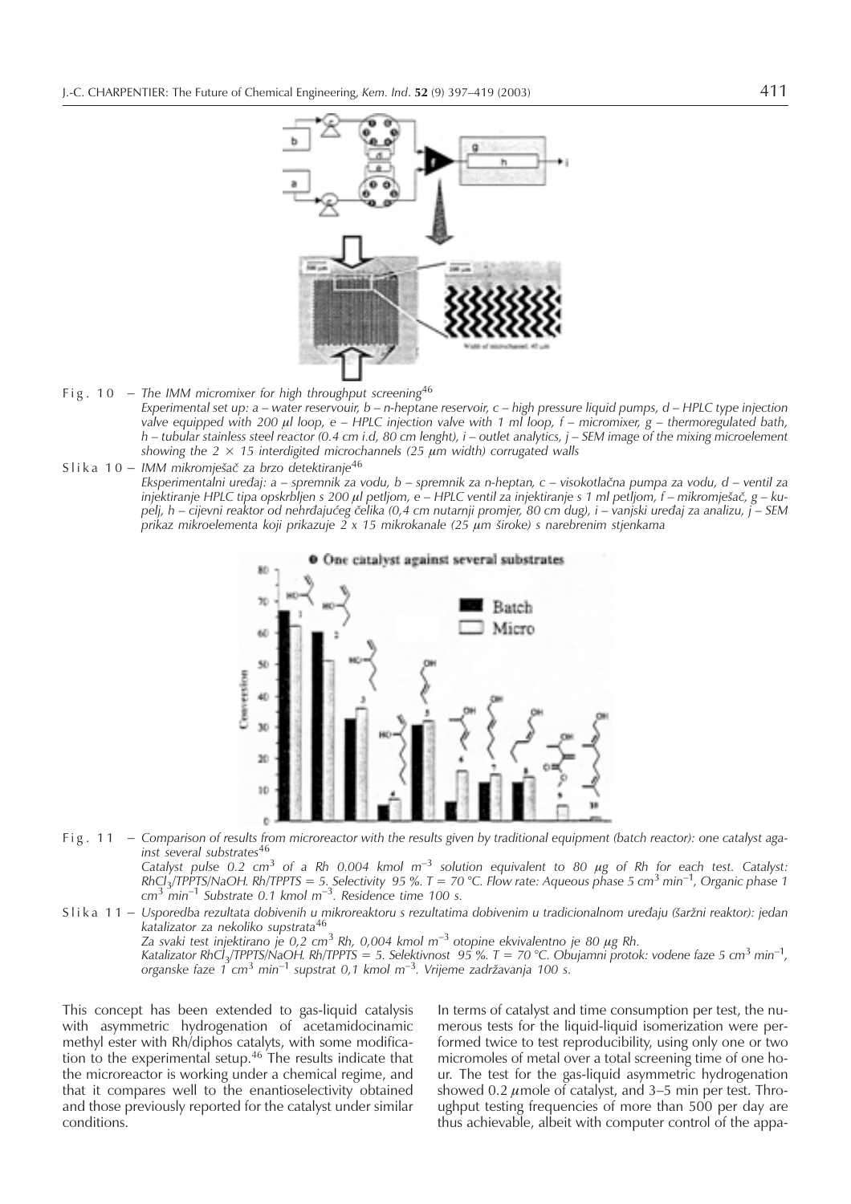Fig. 10 – *The IMM micromixer for high throughput screening*[46]
*Experimental set up: a – water reservouir, b – n-heptane reservoir, c – high pressure liquid pumps, d – HPLC type injection valve equipped with 200 μl loop, e – HPLC injection valve with 1 ml loop, f – micromixer, g – thermoregulated bath, h – tubular stainless steel reactor (0.4 cm i.d, 80 cm lenght), i – outlet analytics, j – SEM image of the mixing microelement showing the 2 × 15 interdigited microchannels (25 μm width) corrugated walls*

Slika 10 – *IMM mikromješač za brzo detektiranje*[46]
*Eksperimentalni uređaj: a – spremnik za vodu, b – spremnik za n-heptan, c – visokotlačna pumpa za vodu, d – ventil za injektiranje HPLC tipa opskrbljen s 200 μl petljom, e – HPLC ventil za injektiranje s 1 ml petljom, f – mikromješač, g – kupelj, h – cijevni reaktor od nehrdajućeg čelika (0,4 cm nutarnji promjer, 80 cm dug), i – vanjski uređaj za analizu, j – SEM prikaz mikroelementa koji prikazuje 2 x 15 mikrokanale (25 μm široke) s narebrenim stjenkama*

Fig. 11 – *Comparison of results from microreactor with the results given by traditional equipment (batch reactor): one catalyst against several substrates*[46]
*Catalyst pulse 0.2 cm$^3$ of a Rh 0.004 kmol m$^{-3}$ solution equivalent to 80 μg of Rh for each test. Catalyst: $RhCl_3$/TPPTS/NaOH. Rh/TPPTS = 5. Selectivity 95 %. T = 70 °C. Flow rate: Aqueous phase 5 cm$^3$ min$^{-1}$, Organic phase 1 cm$^3$ min$^{-1}$ Substrate 0.1 kmol m$^{-3}$. Residence time 100 s.*

Slika 11 – *Usporedba rezultata dobivenih u mikroreaktoru s rezultatima dobivenim u tradicionalnom uređaju (šaržni reaktor): jedan katalizator za nekoliko supstrata*[46]
*Za svaki test injektirano je 0,2 cm$^3$ Rh, 0,004 kmol m$^{-3}$ otopine ekvivalentno je 80 μg Rh.*
*Katalizator $RhCl_3$/TPPTS/NaOH. Rh/TPPTS = 5. Selektivnost 95 %. T = 70 °C. Obujamni protok: vodene faze 5 cm$^3$ min$^{-1}$, organske faze 1 cm$^3$ min$^{-1}$ supstrat 0,1 kmol m$^{-3}$. Vrijeme zadržavanja 100 s.*

This concept has been extended to gas-liquid catalysis with asymmetric hydrogenation of acetamidocinamic methyl ester with Rh/diphos catalyts, with some modification to the experimental setup.[46] The results indicate that the microreactor is working under a chemical regime, and that it compares well to the enantioselectivity obtained and those previously reported for the catalyst under similar conditions.

In terms of catalyst and time consumption per test, the numerous tests for the liquid-liquid isomerization were performed twice to test reproducibility, using only one or two micromoles of metal over a total screening time of one hour. The test for the gas-liquid asymmetric hydrogenation showed 0.2 μmole of catalyst, and 3–5 min per test. Throughput testing frequencies of more than 500 per day are thus achievable, albeit with computer control of the appa-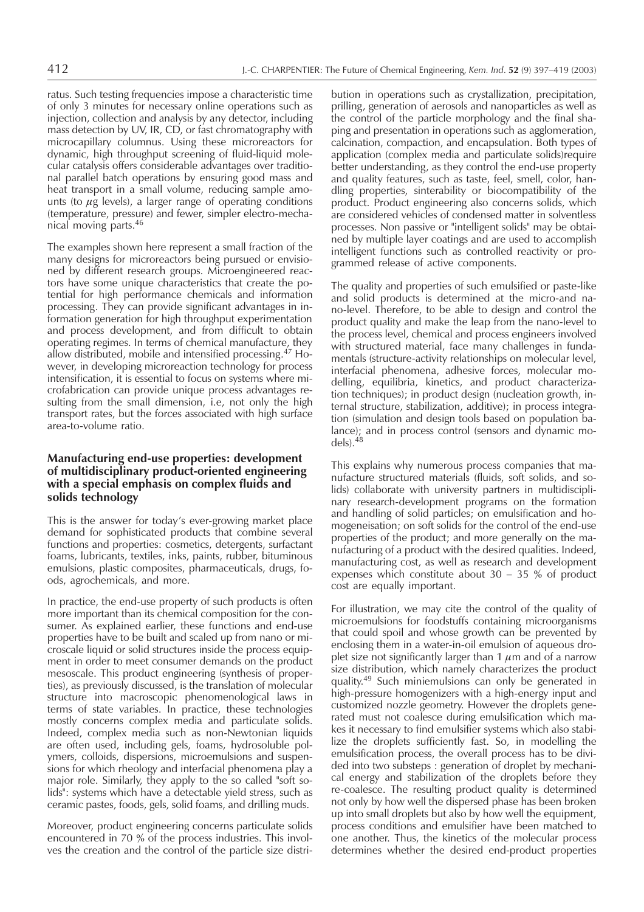ratus. Such testing frequencies impose a characteristic time of only 3 minutes for necessary online operations such as injection, collection and analysis by any detector, including mass detection by UV, IR, CD, or fast chromatography with microcapillary columnus. Using these microreactors for dynamic, high throughput screening of fluid-liquid molecular catalysis offers considerable advantages over traditional parallel batch operations by ensuring good mass and heat transport in a small volume, reducing sample amounts (to $\mu$g levels), a larger range of operating conditions (temperature, pressure) and fewer, simpler electro-mechanical moving parts.[46]

The examples shown here represent a small fraction of the many designs for microreactors being pursued or envisioned by different research groups. Microengineered reactors have some unique characteristics that create the potential for high performance chemicals and information processing. They can provide significant advantages in information generation for high throughput experimentation and process development, and from difficult to obtain operating regimes. In terms of chemical manufacture, they allow distributed, mobile and intensified processing.[47] However, in developing microreaction technology for process intensification, it is essential to focus on systems where microfabrication can provide unique process advantages resulting from the small dimension, i.e, not only the high transport rates, but the forces associated with high surface area-to-volume ratio.

## Manufacturing end-use properties: development of multidisciplinary product-oriented engineering with a special emphasis on complex fluids and solids technology

This is the answer for today's ever-growing market place demand for sophisticated products that combine several functions and properties: cosmetics, detergents, surfactant foams, lubricants, textiles, inks, paints, rubber, bituminous emulsions, plastic composites, pharmaceuticals, drugs, foods, agrochemicals, and more.

In practice, the end-use property of such products is often more important than its chemical composition for the consumer. As explained earlier, these functions and end-use properties have to be built and scaled up from nano or microscale liquid or solid structures inside the process equipment in order to meet consumer demands on the product mesoscale. This product engineering (synthesis of properties), as previously discussed, is the translation of molecular structure into macroscopic phenomenological laws in terms of state variables. In practice, these technologies mostly concerns complex media and particulate solids. Indeed, complex media such as non-Newtonian liquids are often used, including gels, foams, hydrosoluble polymers, colloids, dispersions, microemulsions and suspensions for which rheology and interfacial phenomena play a major role. Similarly, they apply to the so called "soft solids": systems which have a detectable yield stress, such as ceramic pastes, foods, gels, solid foams, and drilling muds.

Moreover, product engineering concerns particulate solids encountered in 70 % of the process industries. This involves the creation and the control of the particle size distribution in operations such as crystallization, precipitation, prilling, generation of aerosols and nanoparticles as well as the control of the particle morphology and the final shaping and presentation in operations such as agglomeration, calcination, compaction, and encapsulation. Both types of application (complex media and particulate solids)require better understanding, as they control the end-use property and quality features, such as taste, feel, smell, color, handling properties, sinterability or biocompatibility of the product. Product engineering also concerns solids, which are considered vehicles of condensed matter in solventless processes. Non passive or "intelligent solids" may be obtained by multiple layer coatings and are used to accomplish intelligent functions such as controlled reactivity or programmed release of active components.

The quality and properties of such emulsified or paste-like and solid products is determined at the micro-and nano-level. Therefore, to be able to design and control the product quality and make the leap from the nano-level to the process level, chemical and process engineers involved with structured material, face many challenges in fundamentals (structure-activity relationships on molecular level, interfacial phenomena, adhesive forces, molecular modelling, equilibria, kinetics, and product characterization techniques); in product design (nucleation growth, internal structure, stabilization, additive); in process integration (simulation and design tools based on population balance); and in process control (sensors and dynamic models).[48]

This explains why numerous process companies that manufacture structured materials (fluids, soft solids, and solids) collaborate with university partners in multidisciplinary research-development programs on the formation and handling of solid particles; on emulsification and homogeneisation; on soft solids for the control of the end-use properties of the product; and more generally on the manufacturing of a product with the desired qualities. Indeed, manufacturing cost, as well as research and development expenses which constitute about 30 – 35 % of product cost are equally important.

For illustration, we may cite the control of the quality of microemulsions for foodstuffs containing microorganisms that could spoil and whose growth can be prevented by enclosing them in a water-in-oil emulsion of aqueous droplet size not significantly larger than 1 $\mu$m and of a narrow size distribution, which namely characterizes the product quality.[49] Such miniemulsions can only be generated in high-pressure homogenizers with a high-energy input and customized nozzle geometry. However the droplets generated must not coalesce during emulsification which makes it necessary to find emulsifier systems which also stabilize the droplets sufficiently fast. So, in modelling the emulsification process, the overall process has to be divided into two substeps : generation of droplet by mechanical energy and stabilization of the droplets before they re-coalesce. The resulting product quality is determined not only by how well the dispersed phase has been broken up into small droplets but also by how well the equipment, process conditions and emulsifier have been matched to one another. Thus, the kinetics of the molecular process determines whether the desired end-product properties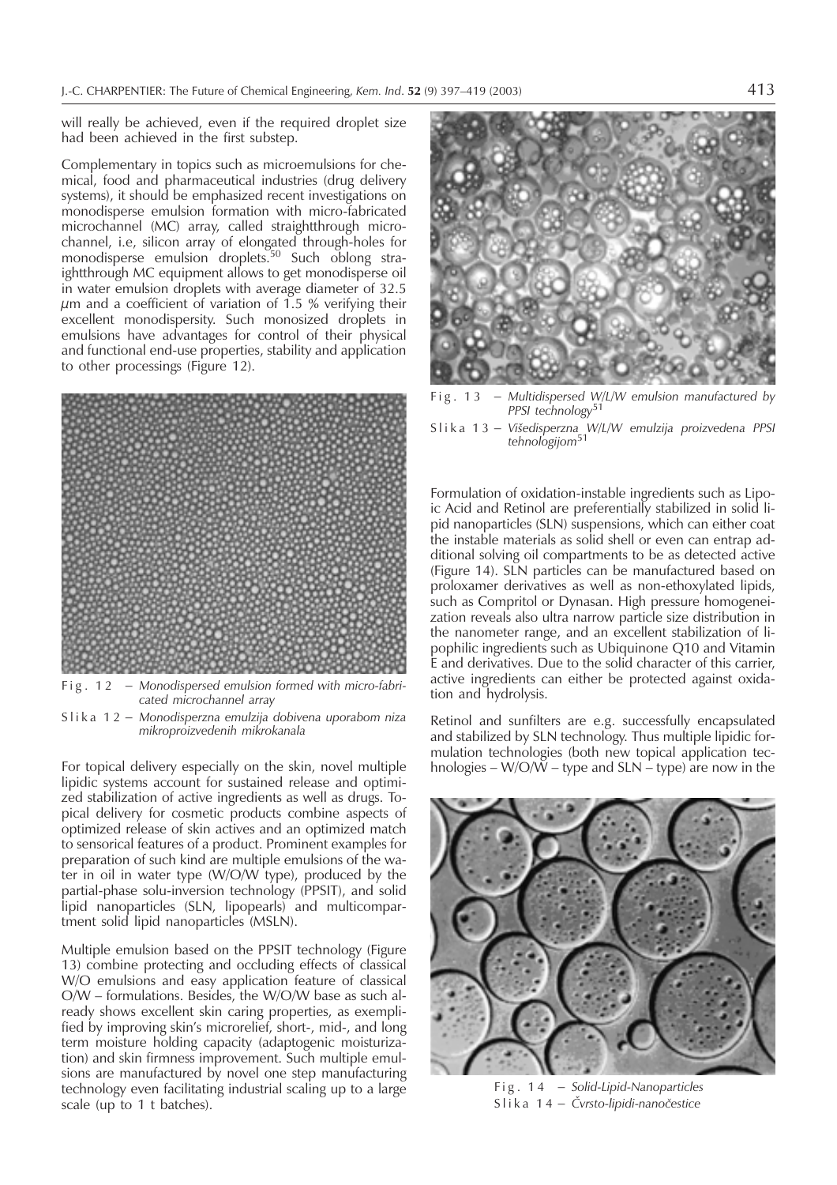will really be achieved, even if the required droplet size had been achieved in the first substep.

Complementary in topics such as microemulsions for chemical, food and pharmaceutical industries (drug delivery systems), it should be emphasized recent investigations on monodisperse emulsion formation with micro-fabricated microchannel (MC) array, called straightthrough microchannel, i.e, silicon array of elongated through-holes for monodisperse emulsion droplets.[50] Such oblong straightthrough MC equipment allows to get monodisperse oil in water emulsion droplets with average diameter of 32.5 $\mu$m and a coefficient of variation of 1.5 % verifying their excellent monodispersity. Such monosized droplets in emulsions have advantages for control of their physical and functional end-use properties, stability and application to other processings (Figure 12).

Fig. 12 – *Monodispersed emulsion formed with micro-fabricated microchannel array*

Slika 12 – *Monodisperzna emulzija dobivena uporabom niza mikroproizvedenih mikrokanala*

For topical delivery especially on the skin, novel multiple lipidic systems account for sustained release and optimized stabilization of active ingredients as well as drugs. Topical delivery for cosmetic products combine aspects of optimized release of skin actives and an optimized match to sensorical features of a product. Prominent examples for preparation of such kind are multiple emulsions of the water in oil in water type (W/O/W type), produced by the partial-phase solu-inversion technology (PPSIT), and solid lipid nanoparticles (SLN, lipopearls) and multicompartment solid lipid nanoparticles (MSLN).

Multiple emulsion based on the PPSIT technology (Figure 13) combine protecting and occluding effects of classical W/O emulsions and easy application feature of classical O/W – formulations. Besides, the W/O/W base as such already shows excellent skin caring properties, as exemplified by improving skin's microrelief, short-, mid-, and long term moisture holding capacity (adaptogenic moisturization) and skin firmness improvement. Such multiple emulsions are manufactured by novel one step manufacturing technology even facilitating industrial scaling up to a large scale (up to 1 t batches).

Fig. 13 – *Multidispersed W/L/W emulsion manufactured by PPSI technology*[51]

Slika 13 – *Višedisperzna W/L/W emulzija proizvedena PPSI tehnologijom*[51]

Formulation of oxidation-instable ingredients such as Lipoic Acid and Retinol are preferentially stabilized in solid lipid nanoparticles (SLN) suspensions, which can either coat the instable materials as solid shell or even can entrap additional solving oil compartments to be as detected active (Figure 14). SLN particles can be manufactured based on proloxamer derivatives as well as non-ethoxylated lipids, such as Compritol or Dynasan. High pressure homogeneization reveals also ultra narrow particle size distribution in the nanometer range, and an excellent stabilization of lipophilic ingredients such as Ubiquinone Q10 and Vitamin E and derivatives. Due to the solid character of this carrier, active ingredients can either be protected against oxidation and hydrolysis.

Retinol and sunfilters are e.g. successfully encapsulated and stabilized by SLN technology. Thus multiple lipidic formulation technologies (both new topical application technologies – W/O/W – type and SLN – type) are now in the

Fig. 14 – *Solid-Lipid-Nanoparticles*

Slika 14 – *Čvrsto-lipidi-nanočestice*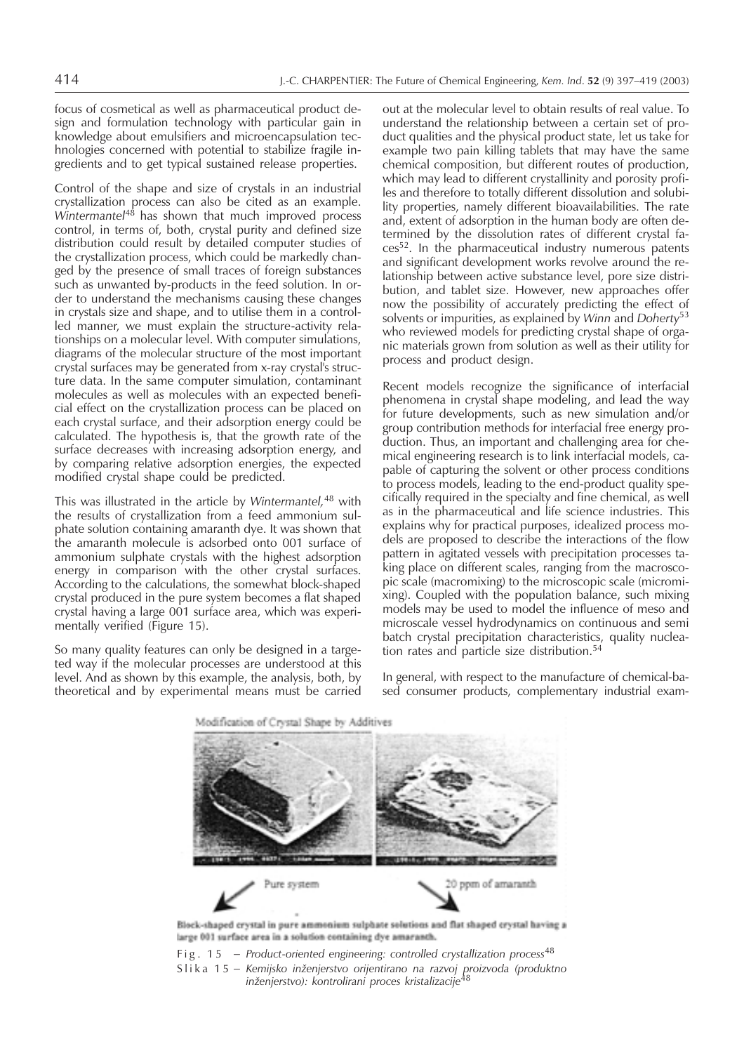focus of cosmetical as well as pharmaceutical product design and formulation technology with particular gain in knowledge about emulsifiers and microencapsulation technologies concerned with potential to stabilize fragile ingredients and to get typical sustained release properties.

Control of the shape and size of crystals in an industrial crystallization process can also be cited as an example. *Wintermantel*[48] has shown that much improved process control, in terms of, both, crystal purity and defined size distribution could result by detailed computer studies of the crystallization process, which could be markedly changed by the presence of small traces of foreign substances such as unwanted by-products in the feed solution. In order to understand the mechanisms causing these changes in crystals size and shape, and to utilise them in a controlled manner, we must explain the structure-activity relationships on a molecular level. With computer simulations, diagrams of the molecular structure of the most important crystal surfaces may be generated from x-ray crystal's structure data. In the same computer simulation, contaminant molecules as well as molecules with an expected beneficial effect on the crystallization process can be placed on each crystal surface, and their adsorption energy could be calculated. The hypothesis is, that the growth rate of the surface decreases with increasing adsorption energy, and by comparing relative adsorption energies, the expected modified crystal shape could be predicted.

This was illustrated in the article by *Wintermantel,*[48] with the results of crystallization from a feed ammonium sulphate solution containing amaranth dye. It was shown that the amaranth molecule is adsorbed onto 001 surface of ammonium sulphate crystals with the highest adsorption energy in comparison with the other crystal surfaces. According to the calculations, the somewhat block-shaped crystal produced in the pure system becomes a flat shaped crystal having a large 001 surface area, which was experimentally verified (Figure 15).

So many quality features can only be designed in a targeted way if the molecular processes are understood at this level. And as shown by this example, the analysis, both, by theoretical and by experimental means must be carried out at the molecular level to obtain results of real value. To understand the relationship between a certain set of product qualities and the physical product state, let us take for example two pain killing tablets that may have the same chemical composition, but different routes of production, which may lead to different crystallinity and porosity profiles and therefore to totally different dissolution and solubility properties, namely different bioavailabilities. The rate and, extent of adsorption in the human body are often determined by the dissolution rates of different crystal faces[52]. In the pharmaceutical industry numerous patents and significant development works revolve around the relationship between active substance level, pore size distribution, and tablet size. However, new approaches offer now the possibility of accurately predicting the effect of solvents or impurities, as explained by *Winn* and *Doherty*[53] who reviewed models for predicting crystal shape of organic materials grown from solution as well as their utility for process and product design.

Recent models recognize the significance of interfacial phenomena in crystal shape modeling, and lead the way for future developments, such as new simulation and/or group contribution methods for interfacial free energy production. Thus, an important and challenging area for chemical engineering research is to link interfacial models, capable of capturing the solvent or other process conditions to process models, leading to the end-product quality specifically required in the specialty and fine chemical, as well as in the pharmaceutical and life science industries. This explains why for practical purposes, idealized process models are proposed to describe the interactions of the flow pattern in agitated vessels with precipitation processes taking place on different scales, ranging from the macroscopic scale (macromixing) to the microscopic scale (micromixing). Coupled with the population balance, such mixing models may be used to model the influence of meso and microscale vessel hydrodynamics on continuous and semi batch crystal precipitation characteristics, quality nucleation rates and particle size distribution.[54]

In general, with respect to the manufacture of chemical-based consumer products, complementary industrial exam-

Modification of Crystal Shape by Additives

Pure system

20 ppm of amaranth

Block-shaped crystal in pure ammonium sulphate solutions and flat shaped crystal having a large 001 surface area in a solution containing dye amaranth.

Fig. 15 – *Product-oriented engineering: controlled crystallization process*[48]

Slika 15 – *Kemijsko inženjerstvo orijentirano na razvoj proizvoda (produktno inženjerstvo): kontrolirani proces kristalizacije*[48]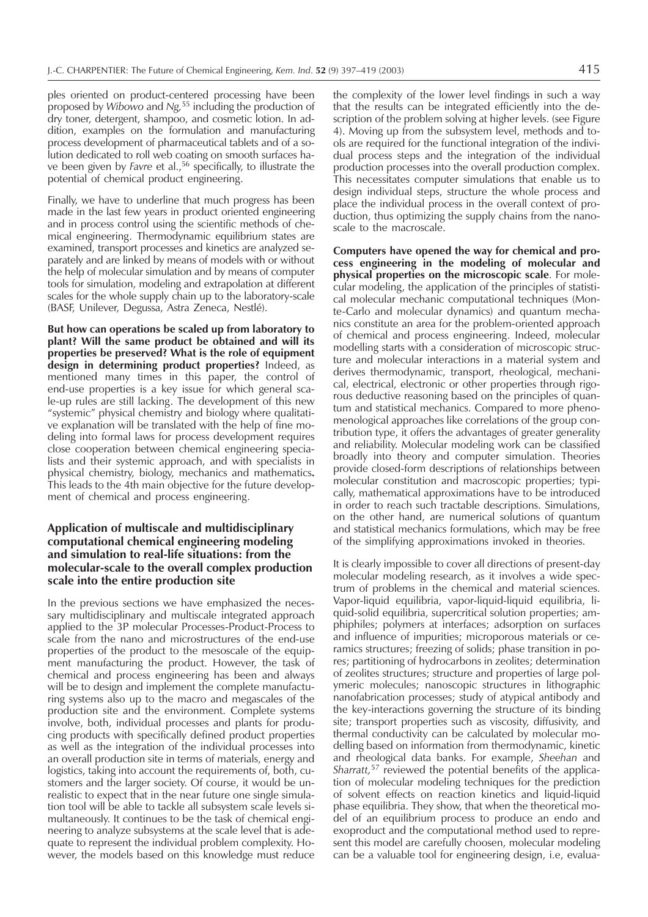ples oriented on product-centered processing have been proposed by *Wibowo* and *Ng*,[55] including the production of dry toner, detergent, shampoo, and cosmetic lotion. In addition, examples on the formulation and manufacturing process development of pharmaceutical tablets and of a solution dedicated to roll web coating on smooth surfaces have been given by *Favre* et al.,[56] specifically, to illustrate the potential of chemical product engineering.

Finally, we have to underline that much progress has been made in the last few years in product oriented engineering and in process control using the scientific methods of chemical engineering. Thermodynamic equilibrium states are examined, transport processes and kinetics are analyzed separately and are linked by means of models with or without the help of molecular simulation and by means of computer tools for simulation, modeling and extrapolation at different scales for the whole supply chain up to the laboratory-scale (BASF, Unilever, Degussa, Astra Zeneca, Nestlé).

**But how can operations be scaled up from laboratory to plant? Will the same product be obtained and will its properties be preserved? What is the role of equipment design in determining product properties?** Indeed, as mentioned many times in this paper, the control of end-use properties is a key issue for which general scale-up rules are still lacking. The development of this new "systemic" physical chemistry and biology where qualitative explanation will be translated with the help of fine modeling into formal laws for process development requires close cooperation between chemical engineering specialists and their systemic approach, and with specialists in physical chemistry, biology, mechanics and mathematics**.** This leads to the 4th main objective for the future development of chemical and process engineering.

## Application of multiscale and multidisciplinary computational chemical engineering modeling and simulation to real-life situations: from the molecular-scale to the overall complex production scale into the entire production site

In the previous sections we have emphasized the necessary multidisciplinary and multiscale integrated approach applied to the 3P molecular Processes-Product-Process to scale from the nano and microstructures of the end-use properties of the product to the mesoscale of the equipment manufacturing the product. However, the task of chemical and process engineering has been and always will be to design and implement the complete manufacturing systems also up to the macro and megascales of the production site and the environment. Complete systems involve, both, individual processes and plants for producing products with specifically defined product properties as well as the integration of the individual processes into an overall production site in terms of materials, energy and logistics, taking into account the requirements of, both, customers and the larger society. Of course, it would be unrealistic to expect that in the near future one single simulation tool will be able to tackle all subsystem scale levels simultaneously. It continues to be the task of chemical engineering to analyze subsystems at the scale level that is adequate to represent the individual problem complexity. However, the models based on this knowledge must reduce the complexity of the lower level findings in such a way that the results can be integrated efficiently into the description of the problem solving at higher levels. (see Figure 4). Moving up from the subsystem level, methods and tools are required for the functional integration of the individual process steps and the integration of the individual production processes into the overall production complex. This necessitates computer simulations that enable us to design individual steps, structure the whole process and place the individual process in the overall context of production, thus optimizing the supply chains from the nanoscale to the macroscale.

**Computers have opened the way for chemical and process engineering in the modeling of molecular and physical properties on the microscopic scale**. For molecular modeling, the application of the principles of statistical molecular mechanic computational techniques (Monte-Carlo and molecular dynamics) and quantum mechanics constitute an area for the problem-oriented approach of chemical and process engineering. Indeed, molecular modelling starts with a consideration of microscopic structure and molecular interactions in a material system and derives thermodynamic, transport, rheological, mechanical, electrical, electronic or other properties through rigorous deductive reasoning based on the principles of quantum and statistical mechanics. Compared to more phenomenological approaches like correlations of the group contribution type, it offers the advantages of greater generality and reliability. Molecular modeling work can be classified broadly into theory and computer simulation. Theories provide closed-form descriptions of relationships between molecular constitution and macroscopic properties; typically, mathematical approximations have to be introduced in order to reach such tractable descriptions. Simulations, on the other hand, are numerical solutions of quantum and statistical mechanics formulations, which may be free of the simplifying approximations invoked in theories.

It is clearly impossible to cover all directions of present-day molecular modeling research, as it involves a wide spectrum of problems in the chemical and material sciences. Vapor-liquid equilibria, vapor-liquid-liquid equilibria, liquid-solid equilibria, supercritical solution properties; amphiphiles; polymers at interfaces; adsorption on surfaces and influence of impurities; microporous materials or ceramics structures; freezing of solids; phase transition in pores; partitioning of hydrocarbons in zeolites; determination of zeolites structures; structure and properties of large polymeric molecules; nanoscopic structures in lithographic nanofabrication processes; study of atypical antibody and the key-interactions governing the structure of its binding site; transport properties such as viscosity, diffusivity, and thermal conductivity can be calculated by molecular modelling based on information from thermodynamic, kinetic and rheological data banks. For example, *Sheehan* and *Sharratt*,[57] reviewed the potential benefits of the application of molecular modeling techniques for the prediction of solvent effects on reaction kinetics and liquid-liquid phase equilibria. They show, that when the theoretical model of an equilibrium process to produce an endo and exoproduct and the computational method used to represent this model are carefully choosen, molecular modeling can be a valuable tool for engineering design, i.e, evalua-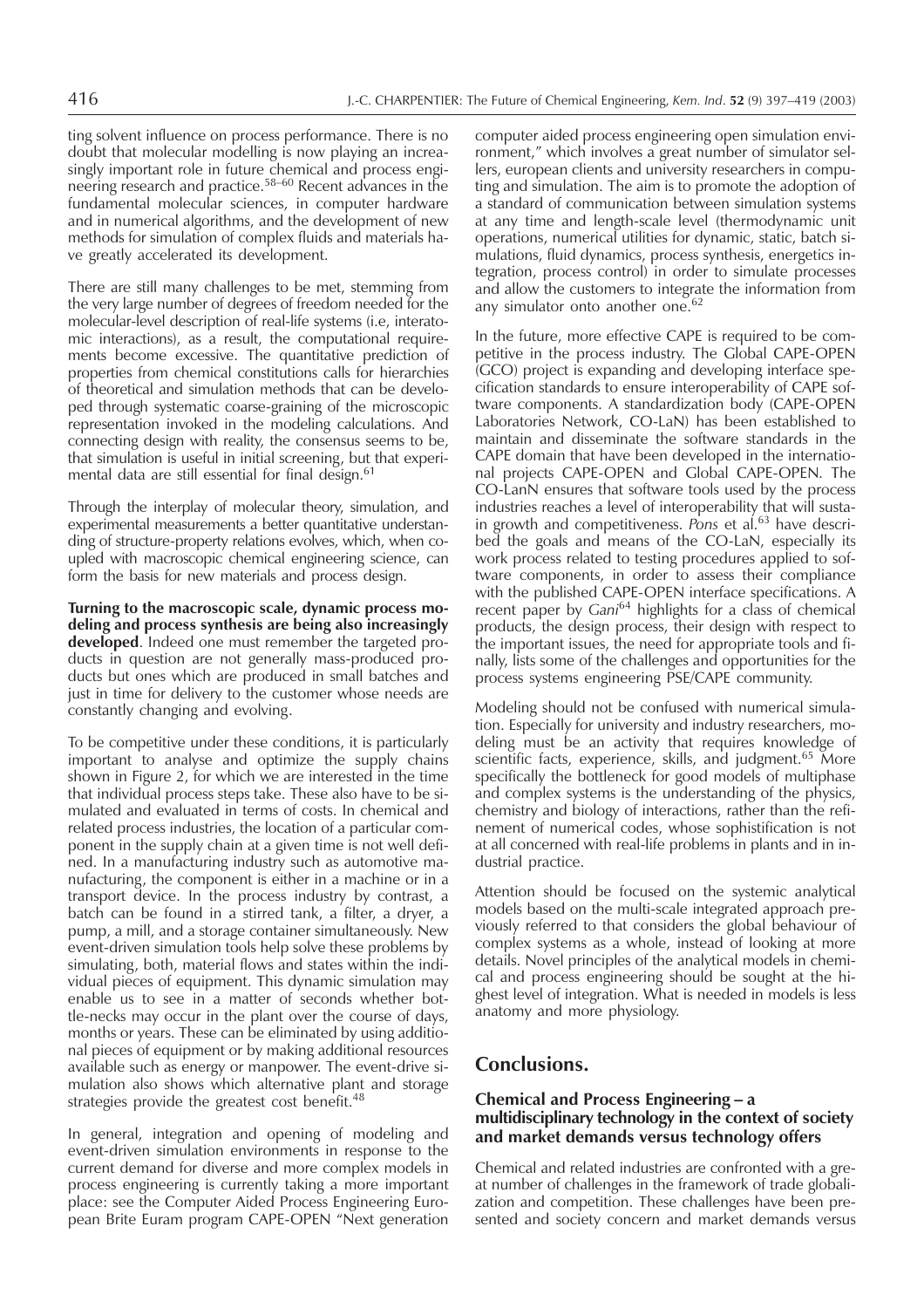ting solvent influence on process performance. There is no doubt that molecular modelling is now playing an increasingly important role in future chemical and process engineering research and practice.[58–60] Recent advances in the fundamental molecular sciences, in computer hardware and in numerical algorithms, and the development of new methods for simulation of complex fluids and materials have greatly accelerated its development.

There are still many challenges to be met, stemming from the very large number of degrees of freedom needed for the molecular-level description of real-life systems (i.e, interatomic interactions), as a result, the computational requirements become excessive. The quantitative prediction of properties from chemical constitutions calls for hierarchies of theoretical and simulation methods that can be developed through systematic coarse-graining of the microscopic representation invoked in the modeling calculations. And connecting design with reality, the consensus seems to be, that simulation is useful in initial screening, but that experimental data are still essential for final design.[61]

Through the interplay of molecular theory, simulation, and experimental measurements a better quantitative understanding of structure-property relations evolves, which, when coupled with macroscopic chemical engineering science, can form the basis for new materials and process design.

**Turning to the macroscopic scale, dynamic process modeling and process synthesis are being also increasingly developed**. Indeed one must remember the targeted products in question are not generally mass-produced products but ones which are produced in small batches and just in time for delivery to the customer whose needs are constantly changing and evolving.

To be competitive under these conditions, it is particularly important to analyse and optimize the supply chains shown in Figure 2, for which we are interested in the time that individual process steps take. These also have to be simulated and evaluated in terms of costs. In chemical and related process industries, the location of a particular component in the supply chain at a given time is not well defined. In a manufacturing industry such as automotive manufacturing, the component is either in a machine or in a transport device. In the process industry by contrast, a batch can be found in a stirred tank, a filter, a dryer, a pump, a mill, and a storage container simultaneously. New event-driven simulation tools help solve these problems by simulating, both, material flows and states within the individual pieces of equipment. This dynamic simulation may enable us to see in a matter of seconds whether bottle-necks may occur in the plant over the course of days, months or years. These can be eliminated by using additional pieces of equipment or by making additional resources available such as energy or manpower. The event-drive simulation also shows which alternative plant and storage strategies provide the greatest cost benefit.[48]

In general, integration and opening of modeling and event-driven simulation environments in response to the current demand for diverse and more complex models in process engineering is currently taking a more important place: see the Computer Aided Process Engineering European Brite Euram program CAPE-OPEN "Next generation computer aided process engineering open simulation environment," which involves a great number of simulator sellers, european clients and university researchers in computing and simulation. The aim is to promote the adoption of a standard of communication between simulation systems at any time and length-scale level (thermodynamic unit operations, numerical utilities for dynamic, static, batch simulations, fluid dynamics, process synthesis, energetics integration, process control) in order to simulate processes and allow the customers to integrate the information from any simulator onto another one.[62]

In the future, more effective CAPE is required to be competitive in the process industry. The Global CAPE-OPEN (GCO) project is expanding and developing interface specification standards to ensure interoperability of CAPE software components. A standardization body (CAPE-OPEN Laboratories Network, CO-LaN) has been established to maintain and disseminate the software standards in the CAPE domain that have been developed in the international projects CAPE-OPEN and Global CAPE-OPEN. The CO-LanN ensures that software tools used by the process industries reaches a level of interoperability that will sustain growth and competitiveness. *Pons* et al.[63] have described the goals and means of the CO-LaN, especially its work process related to testing procedures applied to software components, in order to assess their compliance with the published CAPE-OPEN interface specifications. A recent paper by *Gani*[64] highlights for a class of chemical products, the design process, their design with respect to the important issues, the need for appropriate tools and finally, lists some of the challenges and opportunities for the process systems engineering PSE/CAPE community.

Modeling should not be confused with numerical simulation. Especially for university and industry researchers, modeling must be an activity that requires knowledge of scientific facts, experience, skills, and judgment.[65] More specifically the bottleneck for good models of multiphase and complex systems is the understanding of the physics, chemistry and biology of interactions, rather than the refinement of numerical codes, whose sophistification is not at all concerned with real-life problems in plants and in industrial practice.

Attention should be focused on the systemic analytical models based on the multi-scale integrated approach previously referred to that considers the global behaviour of complex systems as a whole, instead of looking at more details. Novel principles of the analytical models in chemical and process engineering should be sought at the highest level of integration. What is needed in models is less anatomy and more physiology.

## Conclusions.

### Chemical and Process Engineering – a multidisciplinary technology in the context of society and market demands versus technology offers

Chemical and related industries are confronted with a great number of challenges in the framework of trade globalization and competition. These challenges have been presented and society concern and market demands versus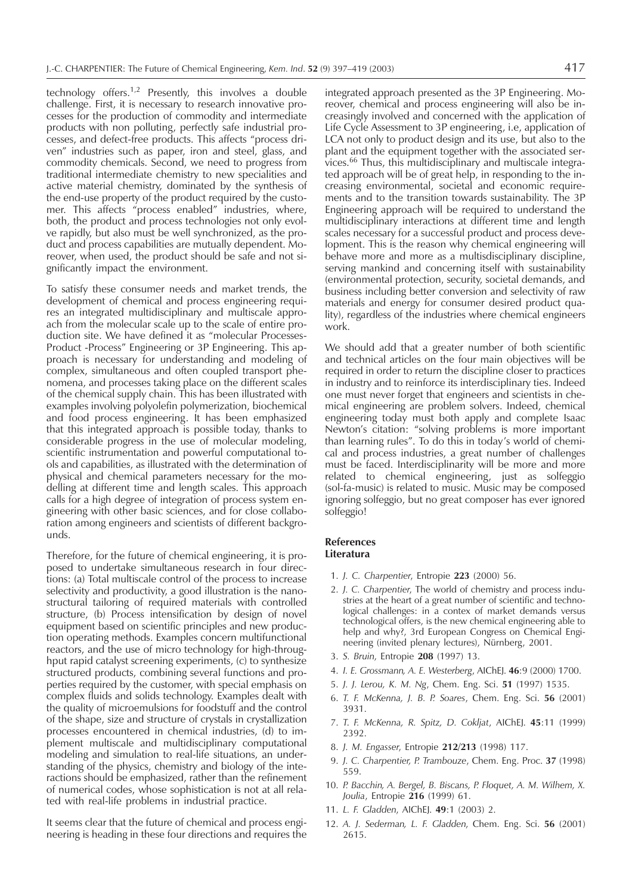technology offers.[1,2] Presently, this involves a double challenge. First, it is necessary to research innovative processes for the production of commodity and intermediate products with non polluting, perfectly safe industrial processes, and defect-free products. This affects "process driven" industries such as paper, iron and steel, glass, and commodity chemicals. Second, we need to progress from traditional intermediate chemistry to new specialities and active material chemistry, dominated by the synthesis of the end-use property of the product required by the customer. This affects "process enabled" industries, where, both, the product and process technologies not only evolve rapidly, but also must be well synchronized, as the product and process capabilities are mutually dependent. Moreover, when used, the product should be safe and not significantly impact the environment.

To satisfy these consumer needs and market trends, the development of chemical and process engineering requires an integrated multidisciplinary and multiscale approach from the molecular scale up to the scale of entire production site. We have defined it as "molecular Processes-Product -Process" Engineering or 3P Engineering. This approach is necessary for understanding and modeling of complex, simultaneous and often coupled transport phenomena, and processes taking place on the different scales of the chemical supply chain. This has been illustrated with examples involving polyolefin polymerization, biochemical and food process engineering. It has been emphasized that this integrated approach is possible today, thanks to considerable progress in the use of molecular modeling, scientific instrumentation and powerful computational tools and capabilities, as illustrated with the determination of physical and chemical parameters necessary for the modelling at different time and length scales. This approach calls for a high degree of integration of process system engineering with other basic sciences, and for close collaboration among engineers and scientists of different backgrounds.

Therefore, for the future of chemical engineering, it is proposed to undertake simultaneous research in four directions: (a) Total multiscale control of the process to increase selectivity and productivity, a good illustration is the nanostructural tailoring of required materials with controlled structure, (b) Process intensification by design of novel equipment based on scientific principles and new production operating methods. Examples concern multifunctional reactors, and the use of micro technology for high-throughput rapid catalyst screening experiments, (c) to synthesize structured products, combining several functions and properties required by the customer, with special emphasis on complex fluids and solids technology. Examples dealt with the quality of microemulsions for foodstuff and the control of the shape, size and structure of crystals in crystallization processes encountered in chemical industries, (d) to implement multiscale and multidisciplinary computational modeling and simulation to real-life situations, an understanding of the physics, chemistry and biology of the interactions should be emphasized, rather than the refinement of numerical codes, whose sophistication is not at all related with real-life problems in industrial practice.

It seems clear that the future of chemical and process engineering is heading in these four directions and requires the integrated approach presented as the 3P Engineering. Moreover, chemical and process engineering will also be increasingly involved and concerned with the application of Life Cycle Assessment to 3P engineering, i.e, application of LCA not only to product design and its use, but also to the plant and the equipment together with the associated services.[66] Thus, this multidisciplinary and multiscale integrated approach will be of great help, in responding to the increasing environmental, societal and economic requirements and to the transition towards sustainability. The 3P Engineering approach will be required to understand the multidisciplinary interactions at different time and length scales necessary for a successful product and process development. This is the reason why chemical engineering will behave more and more as a multisdisciplinary discipline, serving mankind and concerning itself with sustainability (environmental protection, security, societal demands, and business including better conversion and selectivity of raw materials and energy for consumer desired product quality), regardless of the industries where chemical engineers work.

We should add that a greater number of both scientific and technical articles on the four main objectives will be required in order to return the discipline closer to practices in industry and to reinforce its interdisciplinary ties. Indeed one must never forget that engineers and scientists in chemical engineering are problem solvers. Indeed, chemical engineering today must both apply and complete Isaac Newton's citation: "solving problems is more important than learning rules". To do this in today's world of chemical and process industries, a great number of challenges must be faced. Interdisciplinarity will be more and more related to chemical engineering, just as solfeggio (sol-fa-music) is related to music. Music may be composed ignoring solfeggio, but no great composer has ever ignored solfeggio!

## References
## Literatura

1. *J. C. Charpentier*, Entropie **223** (2000) 56.
2. *J. C. Charpentier*, The world of chemistry and process industries at the heart of a great number of scientific and technological challenges: in a contex of market demands versus technological offers, is the new chemical engineering able to help and why?, 3rd European Congress on Chemical Engineering (invited plenary lectures), Nürnberg, 2001.
3. *S. Bruin*, Entropie **208** (1997) 13.
4. *I. E. Grossmann, A. E. Westerberg*, AIChEJ. **46**:9 (2000) 1700.
5. *J. J. Lerou, K. M. Ng*, Chem. Eng. Sci. **51** (1997) 1535.
6. *T. F. McKenna, J. B. P. Soares*, Chem. Eng. Sci. **56** (2001) 3931.
7. *T. F. McKenna, R. Spitz, D. Cokljat*, AIChEJ. **45**:11 (1999) 2392.
8. *J. M. Engasser*, Entropie **212**/**213** (1998) 117.
9. *J. C. Charpentier, P. Trambouze*, Chem. Eng. Proc. **37** (1998) 559.
10. *P. Bacchin, A. Bergel, B. Biscans, P. Floquet, A. M. Wilhem, X. Joulia*, Entropie **216** (1999) 61.
11. *L. F. Gladden*, AIChEJ. **49**:1 (2003) 2.
12. *A. J. Sederman, L. F. Gladden*, Chem. Eng. Sci. **56** (2001) 2615.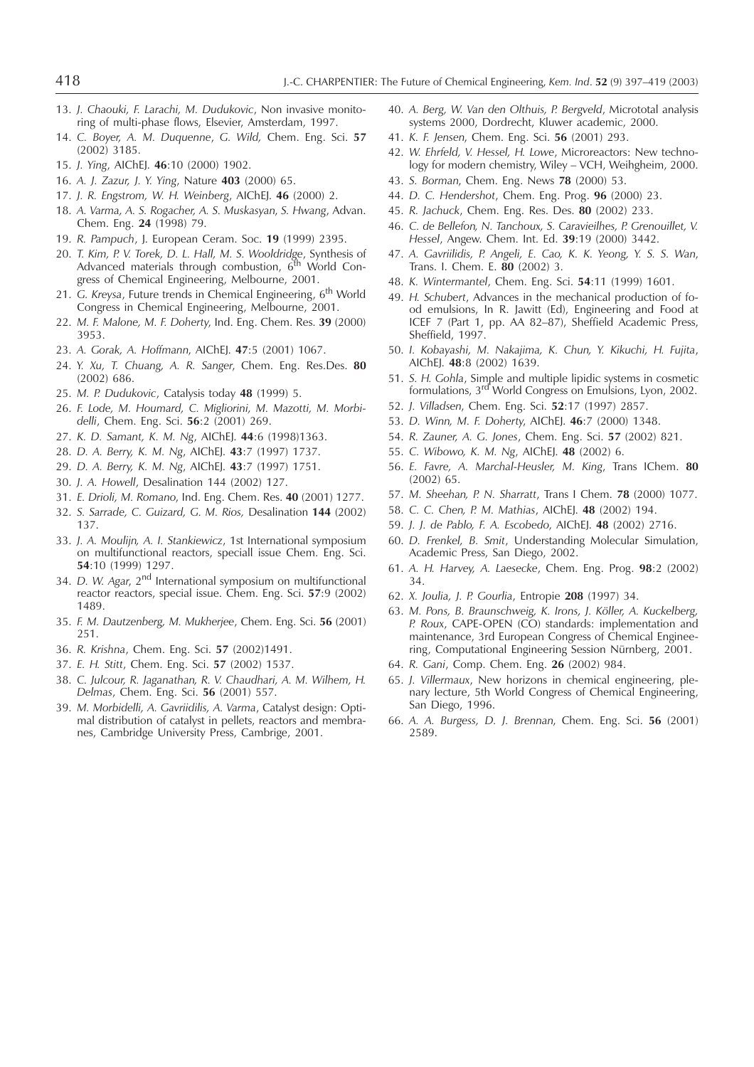13. *J. Chaouki, F. Larachi, M. Dudukovic*, Non invasive monitoring of multi-phase flows, Elsevier, Amsterdam, 1997.
14. *C. Boyer, A. M. Duquenne, G. Wild,* Chem. Eng. Sci. **57** (2002) 3185.
15. *J. Ying*, AIChEJ. **46**:10 (2000) 1902.
16. *A. J. Zazur, J. Y. Ying*, Nature **403** (2000) 65.
17. *J. R. Engstrom, W. H. Weinberg*, AIChEJ. **46** (2000) 2.
18. *A. Varma, A. S. Rogacher, A. S. Muskasyan, S. Hwang*, Advan. Chem. Eng. **24** (1998) 79.
19. *R. Pampuch*, J. European Ceram. Soc. **19** (1999) 2395.
20. *T. Kim, P. V. Torek, D. L. Hall, M. S. Wooldridge*, Synthesis of Advanced materials through combustion, 6th World Congress of Chemical Engineering, Melbourne, 2001.
21. *G. Kreysa*, Future trends in Chemical Engineering, 6th World Congress in Chemical Engineering, Melbourne, 2001.
22. *M. F. Malone, M. F. Doherty*, Ind. Eng. Chem. Res. **39** (2000) 3953.
23. *A. Gorak, A. Hoffmann*, AIChEJ. **47**:5 (2001) 1067.
24. *Y. Xu, T. Chuang, A. R. Sanger*, Chem. Eng. Res.Des. **80** (2002) 686.
25. *M. P. Dudukovic*, Catalysis today **48** (1999) 5.
26. *F. Lode, M. Houmard, C. Migliorini, M. Mazotti, M. Morbidelli*, Chem. Eng. Sci. **56**:2 (2001) 269.
27. *K. D. Samant, K. M. Ng*, AIChEJ. **44**:6 (1998)1363.
28. *D. A. Berry, K. M. Ng*, AIChEJ. **43**:7 (1997) 1737.
29. *D. A. Berry, K. M. Ng*, AIChEJ. **43**:7 (1997) 1751.
30. *J. A. Howell*, Desalination 144 (2002) 127.
31. *E. Drioli, M. Romano*, Ind. Eng. Chem. Res. **40** (2001) 1277.
32. *S. Sarrade, C. Guizard, G. M. Rios,* Desalination **144** (2002) 137.
33. *J. A. Moulijn, A. I. Stankiewicz*, 1st International symposium on multifunctional reactors, speciall issue Chem. Eng. Sci. **54**:10 (1999) 1297.
34. *D. W. Agar*, 2nd International symposium on multifunctional reactor reactors, special issue. Chem. Eng. Sci. **57**:9 (2002) 1489.
35. *F. M. Dautzenberg, M. Mukherjee*, Chem. Eng. Sci. **56** (2001) 251.
36. *R. Krishna*, Chem. Eng. Sci. **57** (2002)1491.
37. *E. H. Stitt*, Chem. Eng. Sci. **57** (2002) 1537.
38. *C. Julcour, R. Jaganathan, R. V. Chaudhari, A. M. Wilhem, H. Delmas*, Chem. Eng. Sci. **56** (2001) 557.
39. *M. Morbidelli, A. Gavriidilis, A. Varma*, Catalyst design: Optimal distribution of catalyst in pellets, reactors and membranes, Cambridge University Press, Cambrige, 2001.
40. *A. Berg, W. Van den Olthuis, P. Bergveld*, Micrototal analysis systems 2000, Dordrecht, Kluwer academic, 2000.
41. *K. F. Jensen*, Chem. Eng. Sci. **56** (2001) 293.
42. *W. Ehrfeld, V. Hessel, H. Lowe*, Microreactors: New technology for modern chemistry, Wiley – VCH, Weihgheim, 2000.
43. *S. Borman*, Chem. Eng. News **78** (2000) 53.
44. *D. C. Hendershot*, Chem. Eng. Prog. **96** (2000) 23.
45. *R. Jachuck*, Chem. Eng. Res. Des. **80** (2002) 233.
46. *C. de Bellefon, N. Tanchoux, S. Caravieilhes, P. Grenouillet, V. Hessel*, Angew. Chem. Int. Ed. **39**:19 (2000) 3442.
47. *A. Gavriilidis, P. Angeli, E. Cao, K. K. Yeong, Y. S. S. Wan*, Trans. I. Chem. E. **80** (2002) 3.
48. *K. Wintermantel*, Chem. Eng. Sci. **54**:11 (1999) 1601.
49. *H. Schubert*, Advances in the mechanical production of food emulsions, In R. Jawitt (Ed), Engineering and Food at ICEF 7 (Part 1, pp. AA 82–87), Sheffield Academic Press, Sheffield, 1997.
50. *I. Kobayashi, M. Nakajima, K. Chun, Y. Kikuchi, H. Fujita*, AIChEJ. **48**:8 (2002) 1639.
51. *S. H. Gohla*, Simple and multiple lipidic systems in cosmetic formulations, 3rd World Congress on Emulsions, Lyon, 2002.
52. *J. Villadsen*, Chem. Eng. Sci. **52**:17 (1997) 2857.
53. *D. Winn, M. F. Doherty*, AIChEJ. **46**:7 (2000) 1348.
54. *R. Zauner, A. G. Jones*, Chem. Eng. Sci. **57** (2002) 821.
55. *C. Wibowo, K. M. Ng*, AIChEJ. **48** (2002) 6.
56. *E. Favre, A. Marchal-Heusler, M. King*, Trans IChem. **80** (2002) 65.
57. *M. Sheehan, P. N. Sharratt*, Trans I Chem. **78** (2000) 1077.
58. *C. C. Chen, P. M. Mathias*, AIChEJ. **48** (2002) 194.
59. *J. J. de Pablo, F. A. Escobedo*, AIChEJ. **48** (2002) 2716.
60. *D. Frenkel, B. Smit*, Understanding Molecular Simulation, Academic Press, San Diego, 2002.
61. *A. H. Harvey, A. Laesecke*, Chem. Eng. Prog. **98**:2 (2002) 34.
62. *X. Joulia, J. P. Gourlia*, Entropie **208** (1997) 34.
63. *M. Pons, B. Braunschweig, K. Irons, J. Köller, A. Kuckelberg, P. Roux*, CAPE-OPEN (CO) standards: implementation and maintenance, 3rd European Congress of Chemical Engineering, Computational Engineering Session Nürnberg, 2001.
64. *R. Gani*, Comp. Chem. Eng. **26** (2002) 984.
65. *J. Villermaux*, New horizons in chemical engineering, plenary lecture, 5th World Congress of Chemical Engineering, San Diego, 1996.
66. *A. A. Burgess, D. J. Brennan*, Chem. Eng. Sci. **56** (2001) 2589.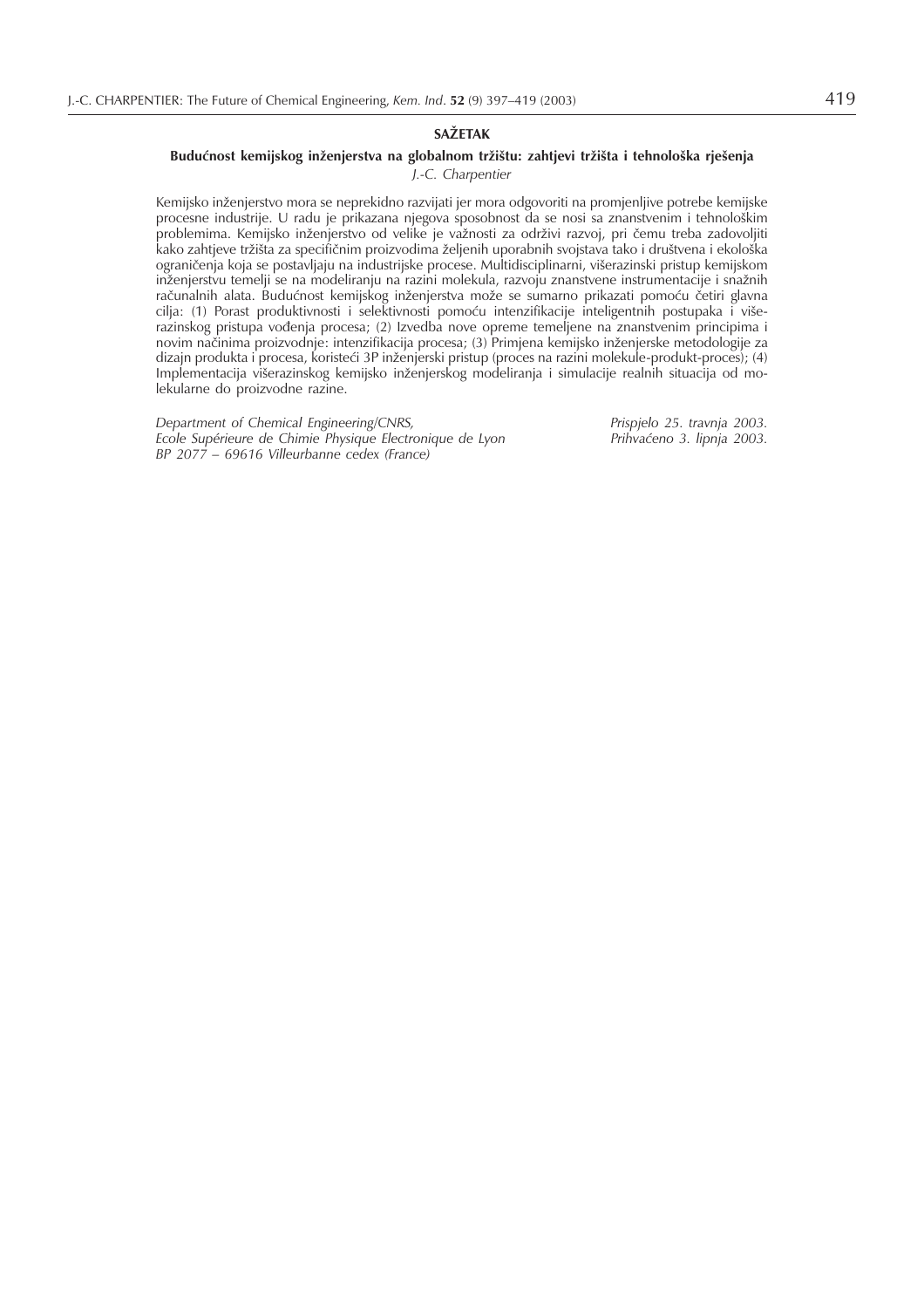## SAŽETAK

### Budućnost kemijskog inženjerstva na globalnom tržištu: zahtjevi tržišta i tehnološka rješenja

*J.-C. Charpentier*

Kemijsko inženjerstvo mora se neprekidno razvijati jer mora odgovoriti na promjenljive potrebe kemijske procesne industrije. U radu je prikazana njegova sposobnost da se nosi sa znanstvenim i tehnološkim problemima. Kemijsko inženjerstvo od velike je važnosti za održivi razvoj, pri čemu treba zadovoljiti kako zahtjeve tržišta za specifičnim proizvodima željenih uporabnih svojstava tako i društvena i ekološka ograničenja koja se postavljaju na industrijske procese. Multidisciplinarni, višerazinski pristup kemijskom inženjerstvu temelji se na modeliranju na razini molekula, razvoju znanstvene instrumentacije i snažnih računalnih alata. Budućnost kemijskog inženjerstva može se sumarno prikazati pomoću četiri glavna cilja: (1) Porast produktivnosti i selektivnosti pomoću intenzifikacije inteligentnih postupaka i višerazinskog pristupa vođenja procesa; (2) Izvedba nove opreme temeljene na znanstvenim principima i novim načinima proizvodnje: intenzifikacija procesa; (3) Primjena kemijsko inženjerske metodologije za dizajn produkta i procesa, koristeći 3P inženjerski pristup (proces na razini molekule-produkt-proces); (4) Implementacija višerazinskog kemijsko inženjerskog modeliranja i simulacije realnih situacija od molekularne do proizvodne razine.

*Department of Chemical Engineering/CNRS,*
*Ecole Supérieure de Chimie Physique Electronique de Lyon*
*BP 2077 – 69616 Villeurbanne cedex (France)*

*Prispjelo 25. travnja 2003.*
*Prihvaćeno 3. lipnja 2003.*